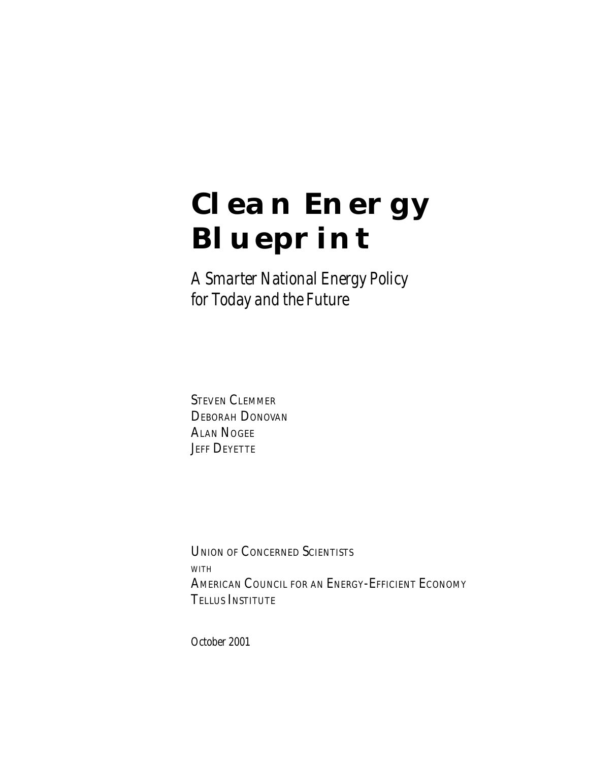# Clean Energy Blueprint

*A Smarter National Energy Policy for Today and the Future*

STEVEN CLEMMER
DEBORAH DONOVAN
ALAN NOGEE
JEFF DEYETTE

UNION OF CONCERNED SCIENTISTS
WITH
AMERICAN COUNCIL FOR AN ENERGY-EFFICIENT ECONOMY
TELLUS INSTITUTE

October 2001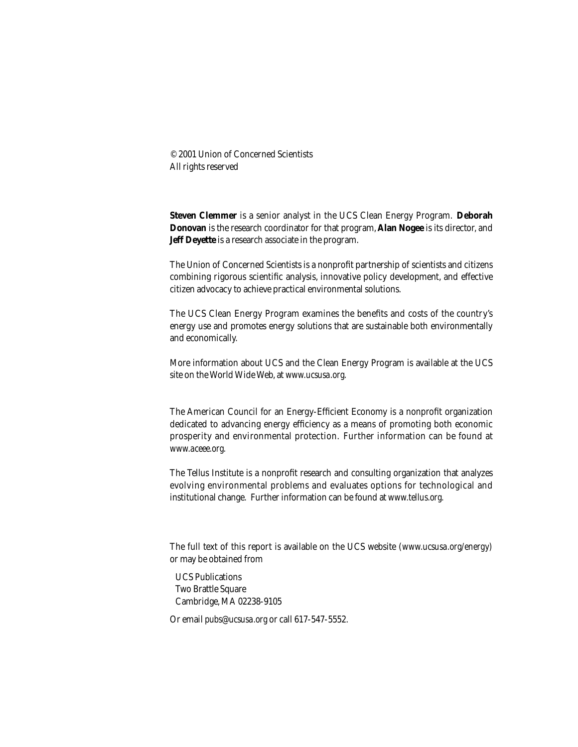© 2001 Union of Concerned Scientists
All rights reserved

**Steven Clemmer** is a senior analyst in the UCS Clean Energy Program. **Deborah Donovan** is the research coordinator for that program, **Alan Nogee** is its director, and **Jeff Deyette** is a research associate in the program.

The Union of Concerned Scientists is a nonprofit partnership of scientists and citizens combining rigorous scientific analysis, innovative policy development, and effective citizen advocacy to achieve practical environmental solutions.

The UCS Clean Energy Program examines the benefits and costs of the country's energy use and promotes energy solutions that are sustainable both environmentally and economically.

More information about UCS and the Clean Energy Program is available at the UCS site on the World Wide Web, at *www.ucsusa.org*.

The American Council for an Energy-Efficient Economy is a nonprofit organization dedicated to advancing energy efficiency as a means of promoting both economic prosperity and environmental protection. Further information can be found at *www.aceee.org*.

The Tellus Institute is a nonprofit research and consulting organization that analyzes evolving environmental problems and evaluates options for technological and institutional change. Further information can be found at *www.tellus.org*.

The full text of this report is available on the UCS website (*www.ucsusa.org/energy*) or may be obtained from

UCS Publications
Two Brattle Square
Cambridge, MA 02238-9105

Or email *pubs@ucsusa.org* or call 617-547-5552.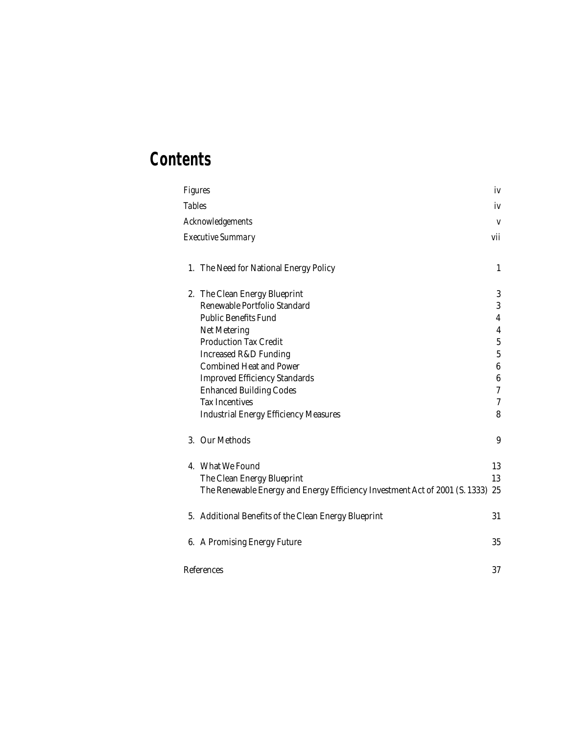# Contents

| | |
|---|---|
| *Figures* | iv |
| *Tables* | iv |
| *Acknowledgements* | v |
| *Executive Summary* | vii |
| 1. The Need for National Energy Policy | 1 |
| 2. The Clean Energy Blueprint | 3 |
| Renewable Portfolio Standard | 3 |
| Public Benefits Fund | 4 |
| Net Metering | 4 |
| Production Tax Credit | 5 |
| Increased R&D Funding | 5 |
| Combined Heat and Power | 6 |
| Improved Efficiency Standards | 6 |
| Enhanced Building Codes | 7 |
| Tax Incentives | 7 |
| Industrial Energy Efficiency Measures | 8 |
| 3. Our Methods | 9 |
| 4. What We Found | 13 |
| The Clean Energy Blueprint | 13 |
| The Renewable Energy and Energy Efficiency Investment Act of 2001 (S. 1333) | 25 |
| 5. Additional Benefits of the Clean Energy Blueprint | 31 |
| 6. A Promising Energy Future | 35 |
| References | 37 |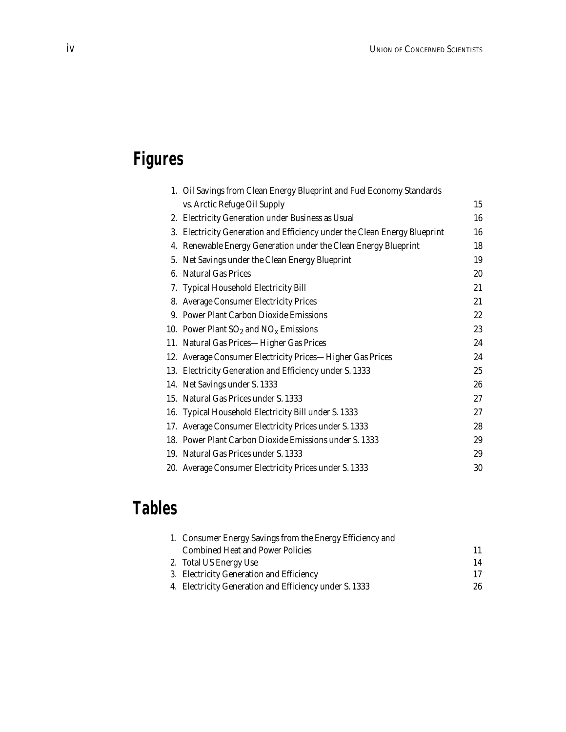# Figures

1. Oil Savings from Clean Energy Blueprint and Fuel Economy Standards vs. Arctic Refuge Oil Supply 15
2. Electricity Generation under Business as Usual 16
3. Electricity Generation and Efficiency under the Clean Energy Blueprint 16
4. Renewable Energy Generation under the Clean Energy Blueprint 18
5. Net Savings under the Clean Energy Blueprint 19
6. Natural Gas Prices 20
7. Typical Household Electricity Bill 21
8. Average Consumer Electricity Prices 21
9. Power Plant Carbon Dioxide Emissions 22
10. Power Plant $SO_2$ and $NO_x$ Emissions 23
11. Natural Gas Prices—Higher Gas Prices 24
12. Average Consumer Electricity Prices—Higher Gas Prices 24
13. Electricity Generation and Efficiency under S. 1333 25
14. Net Savings under S. 1333 26
15. Natural Gas Prices under S. 1333 27
16. Typical Household Electricity Bill under S. 1333 27
17. Average Consumer Electricity Prices under S. 1333 28
18. Power Plant Carbon Dioxide Emissions under S. 1333 29
19. Natural Gas Prices under S. 1333 29
20. Average Consumer Electricity Prices under S. 1333 30

# Tables

1. Consumer Energy Savings from the Energy Efficiency and Combined Heat and Power Policies 11
2. Total US Energy Use 14
3. Electricity Generation and Efficiency 17
4. Electricity Generation and Efficiency under S. 1333 26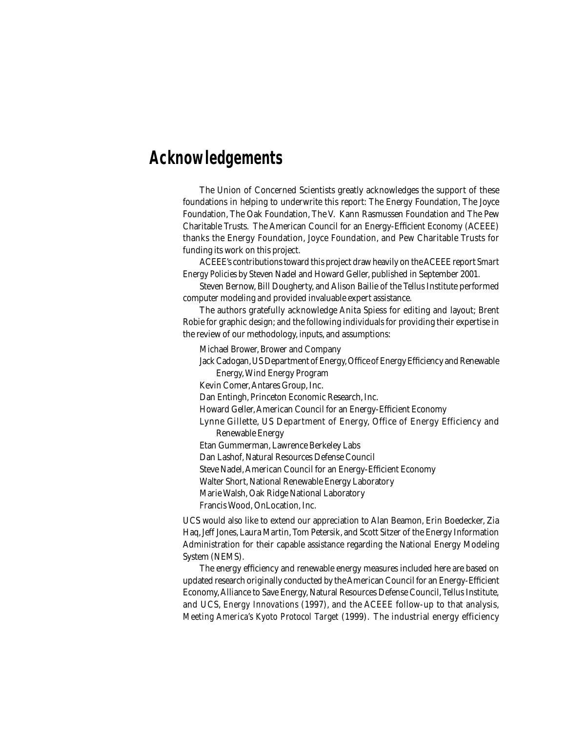# Acknowledgements

The Union of Concerned Scientists greatly acknowledges the support of these foundations in helping to underwrite this report: The Energy Foundation, The Joyce Foundation, The Oak Foundation, The V. Kann Rasmussen Foundation and The Pew Charitable Trusts. The American Council for an Energy-Efficient Economy (ACEEE) thanks the Energy Foundation, Joyce Foundation, and Pew Charitable Trusts for funding its work on this project.

ACEEE's contributions toward this project draw heavily on the ACEEE report *Smart Energy Policies* by Steven Nadel and Howard Geller, published in September 2001.

Steven Bernow, Bill Dougherty, and Alison Bailie of the Tellus Institute performed computer modeling and provided invaluable expert assistance.

The authors gratefully acknowledge Anita Spiess for editing and layout; Brent Robie for graphic design; and the following individuals for providing their expertise in the review of our methodology, inputs, and assumptions:

- Michael Brower, Brower and Company
- Jack Cadogan, US Department of Energy, Office of Energy Efficiency and Renewable Energy, Wind Energy Program
- Kevin Comer, Antares Group, Inc.
- Dan Entingh, Princeton Economic Research, Inc.
- Howard Geller, American Council for an Energy-Efficient Economy
- Lynne Gillette, US Department of Energy, Office of Energy Efficiency and Renewable Energy
- Etan Gummerman, Lawrence Berkeley Labs
- Dan Lashof, Natural Resources Defense Council
- Steve Nadel, American Council for an Energy-Efficient Economy
- Walter Short, National Renewable Energy Laboratory
- Marie Walsh, Oak Ridge National Laboratory
- Francis Wood, OnLocation, Inc.

UCS would also like to extend our appreciation to Alan Beamon, Erin Boedecker, Zia Haq, Jeff Jones, Laura Martin, Tom Petersik, and Scott Sitzer of the Energy Information Administration for their capable assistance regarding the National Energy Modeling System (NEMS).

The energy efficiency and renewable energy measures included here are based on updated research originally conducted by the American Council for an Energy-Efficient Economy, Alliance to Save Energy, Natural Resources Defense Council, Tellus Institute, and UCS, *Energy Innovations* (1997), and the ACEEE follow-up to that analysis, *Meeting America's Kyoto Protocol Target* (1999). The industrial energy efficiency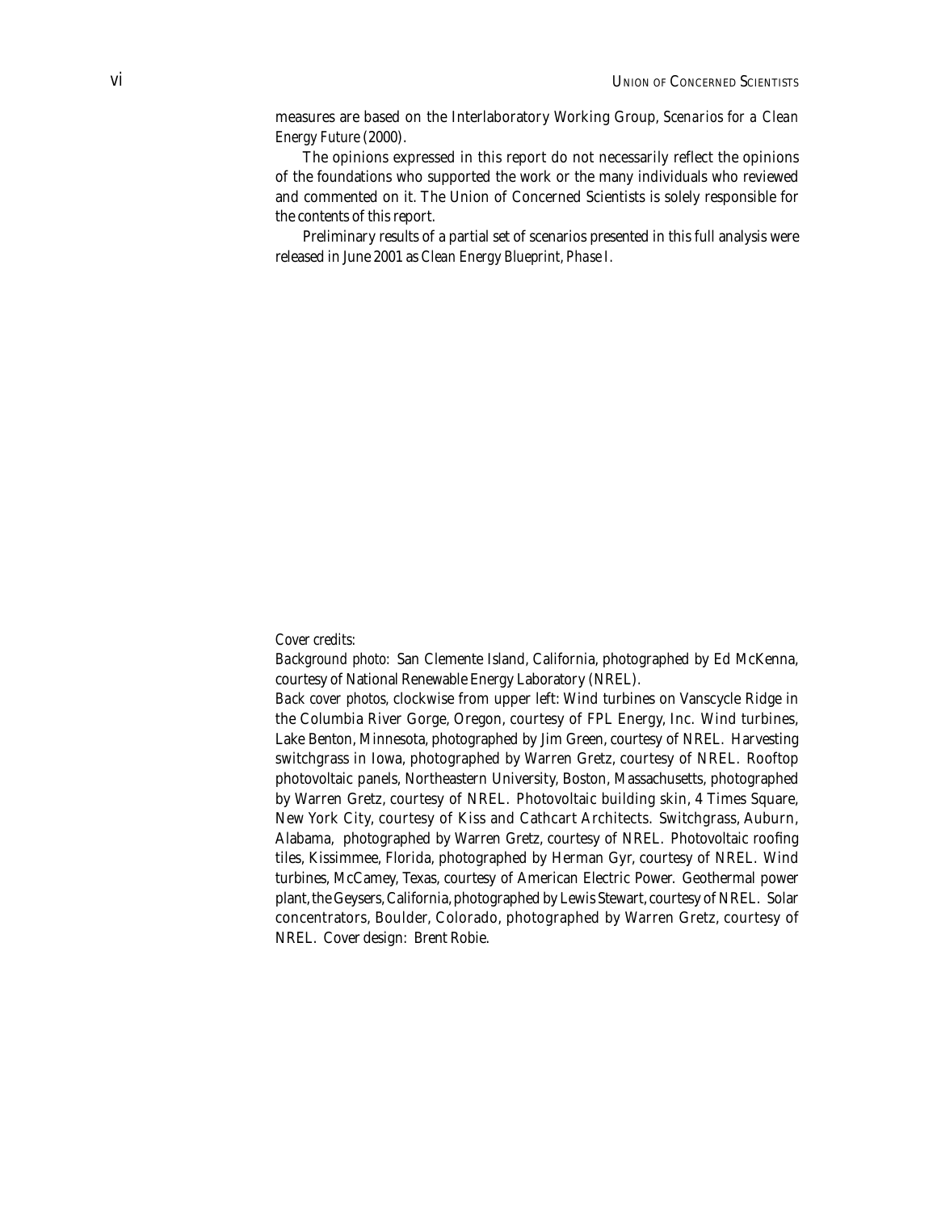measures are based on the Interlaboratory Working Group, *Scenarios for a Clean Energy Future* (2000).

The opinions expressed in this report do not necessarily reflect the opinions of the foundations who supported the work or the many individuals who reviewed and commented on it. The Union of Concerned Scientists is solely responsible for the contents of this report.

Preliminary results of a partial set of scenarios presented in this full analysis were released in June 2001 as *Clean Energy Blueprint, Phase I*.

*Cover credits:*

*Background photo:* San Clemente Island, California, photographed by Ed McKenna, courtesy of National Renewable Energy Laboratory (NREL).

*Back cover photos*, clockwise from upper left: Wind turbines on Vanscycle Ridge in the Columbia River Gorge, Oregon, courtesy of FPL Energy, Inc. Wind turbines, Lake Benton, Minnesota, photographed by Jim Green, courtesy of NREL. Harvesting switchgrass in Iowa, photographed by Warren Gretz, courtesy of NREL. Rooftop photovoltaic panels, Northeastern University, Boston, Massachusetts, photographed by Warren Gretz, courtesy of NREL. Photovoltaic building skin, 4 Times Square, New York City, courtesy of Kiss and Cathcart Architects. Switchgrass, Auburn, Alabama, photographed by Warren Gretz, courtesy of NREL. Photovoltaic roofing tiles, Kissimmee, Florida, photographed by Herman Gyr, courtesy of NREL. Wind turbines, McCamey, Texas, courtesy of American Electric Power. Geothermal power plant, the Geysers, California, photographed by Lewis Stewart, courtesy of NREL. Solar concentrators, Boulder, Colorado, photographed by Warren Gretz, courtesy of NREL. Cover design: Brent Robie.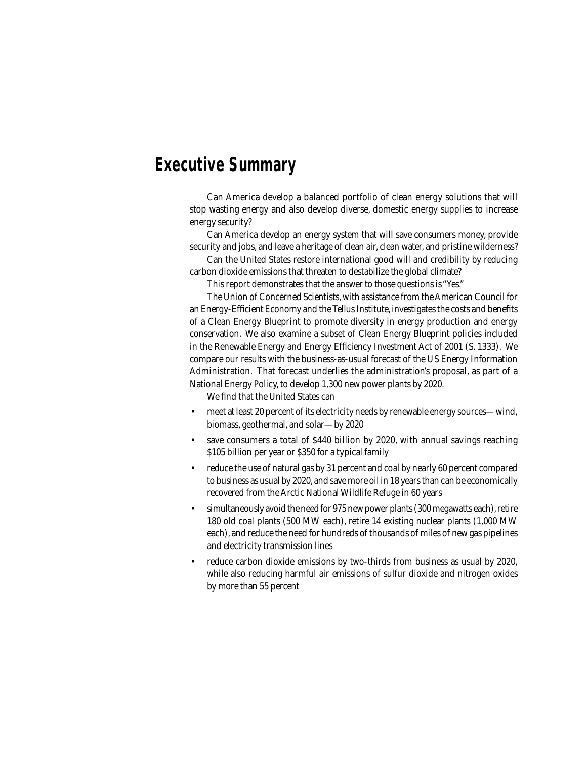# Executive Summary

Can America develop a balanced portfolio of clean energy solutions that will stop wasting energy and also develop diverse, domestic energy supplies to increase energy security?

Can America develop an energy system that will save consumers money, provide security and jobs, and leave a heritage of clean air, clean water, and pristine wilderness?

Can the United States restore international good will and credibility by reducing carbon dioxide emissions that threaten to destabilize the global climate?

This report demonstrates that the answer to those questions is "Yes."

The Union of Concerned Scientists, with assistance from the American Council for an Energy-Efficient Economy and the Tellus Institute, investigates the costs and benefits of a Clean Energy Blueprint to promote diversity in energy production and energy conservation. We also examine a subset of Clean Energy Blueprint policies included in the Renewable Energy and Energy Efficiency Investment Act of 2001 (S. 1333). We compare our results with the business-as-usual forecast of the US Energy Information Administration. That forecast underlies the administration's proposal, as part of a National Energy Policy, to develop 1,300 new power plants by 2020.

We find that the United States can

- meet at least 20 percent of its electricity needs by renewable energy sources—wind, biomass, geothermal, and solar—by 2020
- save consumers a total of $440 billion by 2020, with annual savings reaching $105 billion per year or $350 for a typical family
- reduce the use of natural gas by 31 percent and coal by nearly 60 percent compared to business as usual by 2020, and save more oil in 18 years than can be economically recovered from the Arctic National Wildlife Refuge in 60 years
- simultaneously avoid the need for 975 new power plants (300 megawatts each), retire 180 old coal plants (500 MW each), retire 14 existing nuclear plants (1,000 MW each), and reduce the need for hundreds of thousands of miles of new gas pipelines and electricity transmission lines
- reduce carbon dioxide emissions by two-thirds from business as usual by 2020, while also reducing harmful air emissions of sulfur dioxide and nitrogen oxides by more than 55 percent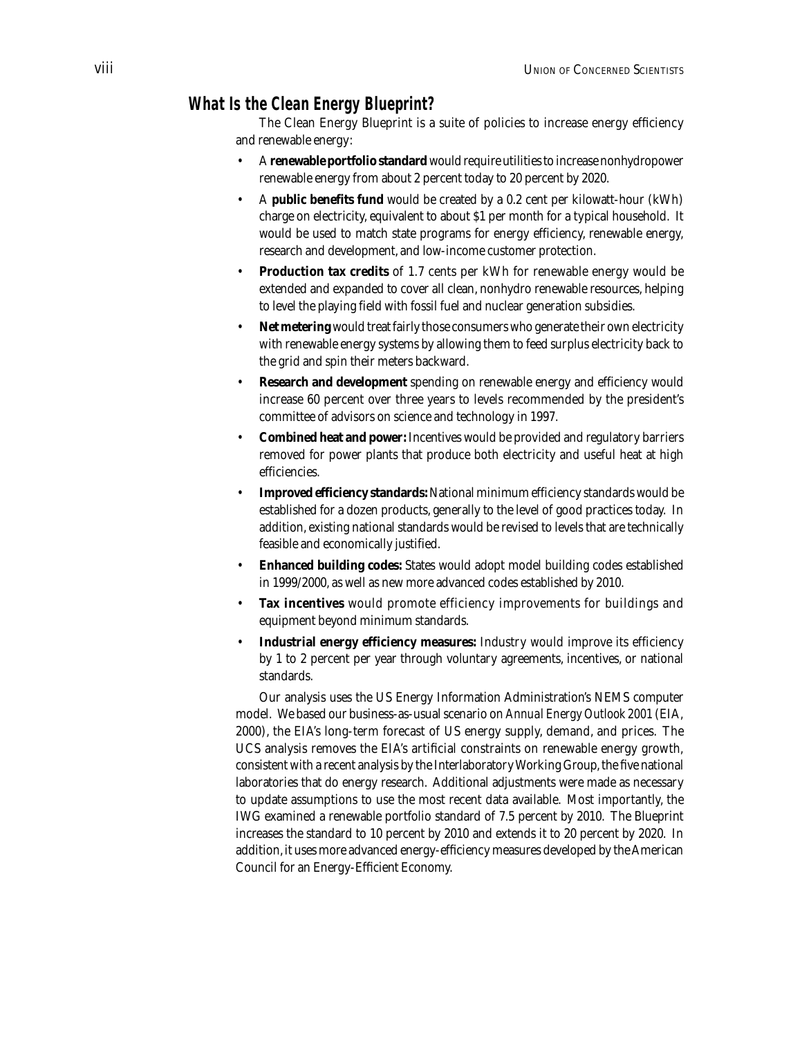## What Is the Clean Energy Blueprint?

The Clean Energy Blueprint is a suite of policies to increase energy efficiency and renewable energy:

- A **renewable portfolio standard** would require utilities to increase nonhydropower renewable energy from about 2 percent today to 20 percent by 2020.
- A **public benefits fund** would be created by a 0.2 cent per kilowatt-hour (kWh) charge on electricity, equivalent to about $1 per month for a typical household. It would be used to match state programs for energy efficiency, renewable energy, research and development, and low-income customer protection.
- **Production tax credits** of 1.7 cents per kWh for renewable energy would be extended and expanded to cover all clean, nonhydro renewable resources, helping to level the playing field with fossil fuel and nuclear generation subsidies.
- **Net metering** would treat fairly those consumers who generate their own electricity with renewable energy systems by allowing them to feed surplus electricity back to the grid and spin their meters backward.
- **Research and development** spending on renewable energy and efficiency would increase 60 percent over three years to levels recommended by the president's committee of advisors on science and technology in 1997.
- **Combined heat and power:** Incentives would be provided and regulatory barriers removed for power plants that produce both electricity and useful heat at high efficiencies.
- **Improved efficiency standards:** National minimum efficiency standards would be established for a dozen products, generally to the level of good practices today. In addition, existing national standards would be revised to levels that are technically feasible and economically justified.
- **Enhanced building codes:** States would adopt model building codes established in 1999/2000, as well as new more advanced codes established by 2010.
- **Tax incentives** would promote efficiency improvements for buildings and equipment beyond minimum standards.
- **Industrial energy efficiency measures:** Industry would improve its efficiency by 1 to 2 percent per year through voluntary agreements, incentives, or national standards.

Our analysis uses the US Energy Information Administration's NEMS computer model. We based our business-as-usual scenario on *Annual Energy Outlook 2001* (EIA, 2000), the EIA's long-term forecast of US energy supply, demand, and prices. The UCS analysis removes the EIA's artificial constraints on renewable energy growth, consistent with a recent analysis by the Interlaboratory Working Group, the five national laboratories that do energy research. Additional adjustments were made as necessary to update assumptions to use the most recent data available. Most importantly, the IWG examined a renewable portfolio standard of 7.5 percent by 2010. The Blueprint increases the standard to 10 percent by 2010 and extends it to 20 percent by 2020. In addition, it uses more advanced energy-efficiency measures developed by the American Council for an Energy-Efficient Economy.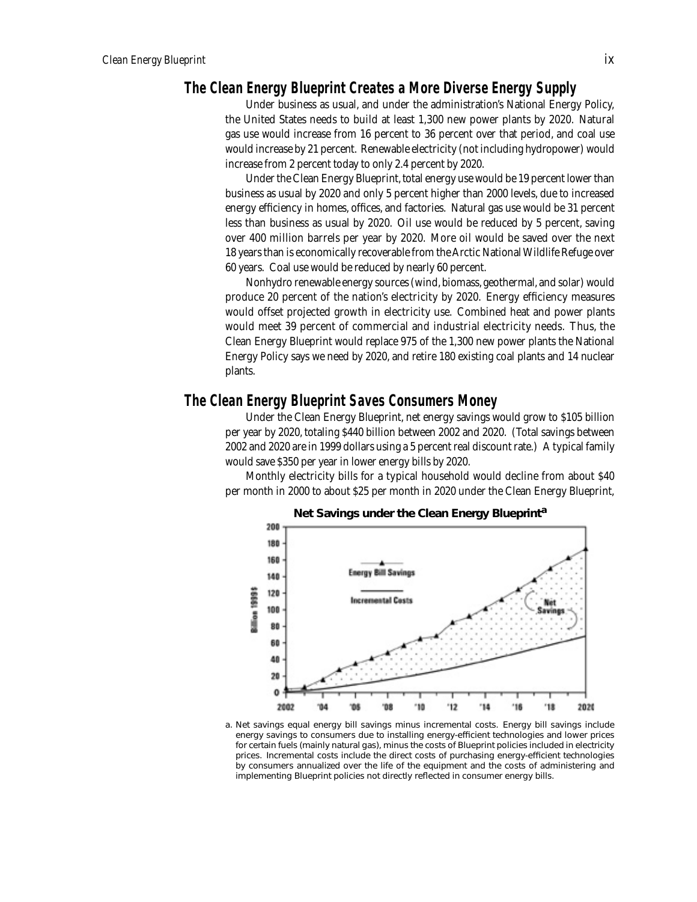## The Clean Energy Blueprint Creates a More Diverse Energy Supply

Under business as usual, and under the administration's National Energy Policy, the United States needs to build at least 1,300 new power plants by 2020. Natural gas use would increase from 16 percent to 36 percent over that period, and coal use would increase by 21 percent. Renewable electricity (not including hydropower) would increase from 2 percent today to only 2.4 percent by 2020.

Under the Clean Energy Blueprint, total energy use would be 19 percent lower than business as usual by 2020 and only 5 percent higher than 2000 levels, due to increased energy efficiency in homes, offices, and factories. Natural gas use would be 31 percent less than business as usual by 2020. Oil use would be reduced by 5 percent, saving over 400 million barrels per year by 2020. More oil would be saved over the next 18 years than is economically recoverable from the Arctic National Wildlife Refuge over 60 years. Coal use would be reduced by nearly 60 percent.

Nonhydro renewable energy sources (wind, biomass, geothermal, and solar) would produce 20 percent of the nation's electricity by 2020. Energy efficiency measures would offset projected growth in electricity use. Combined heat and power plants would meet 39 percent of commercial and industrial electricity needs. Thus, the Clean Energy Blueprint would replace 975 of the 1,300 new power plants the National Energy Policy says we need by 2020, and retire 180 existing coal plants and 14 nuclear plants.

## The Clean Energy Blueprint Saves Consumers Money

Under the Clean Energy Blueprint, net energy savings would grow to $105 billion per year by 2020, totaling $440 billion between 2002 and 2020. (Total savings between 2002 and 2020 are in 1999 dollars using a 5 percent real discount rate.) A typical family would save $350 per year in lower energy bills by 2020.

Monthly electricity bills for a typical household would decline from about $40 per month in 2000 to about $25 per month in 2020 under the Clean Energy Blueprint,

**Net Savings under the Clean Energy Blueprint[a]**

a. Net savings equal energy bill savings minus incremental costs. Energy bill savings include energy savings to consumers due to installing energy-efficient technologies and lower prices for certain fuels (mainly natural gas), minus the costs of Blueprint policies included in electricity prices. Incremental costs include the direct costs of purchasing energy-efficient technologies by consumers annualized over the life of the equipment and the costs of administering and implementing Blueprint policies not directly reflected in consumer energy bills.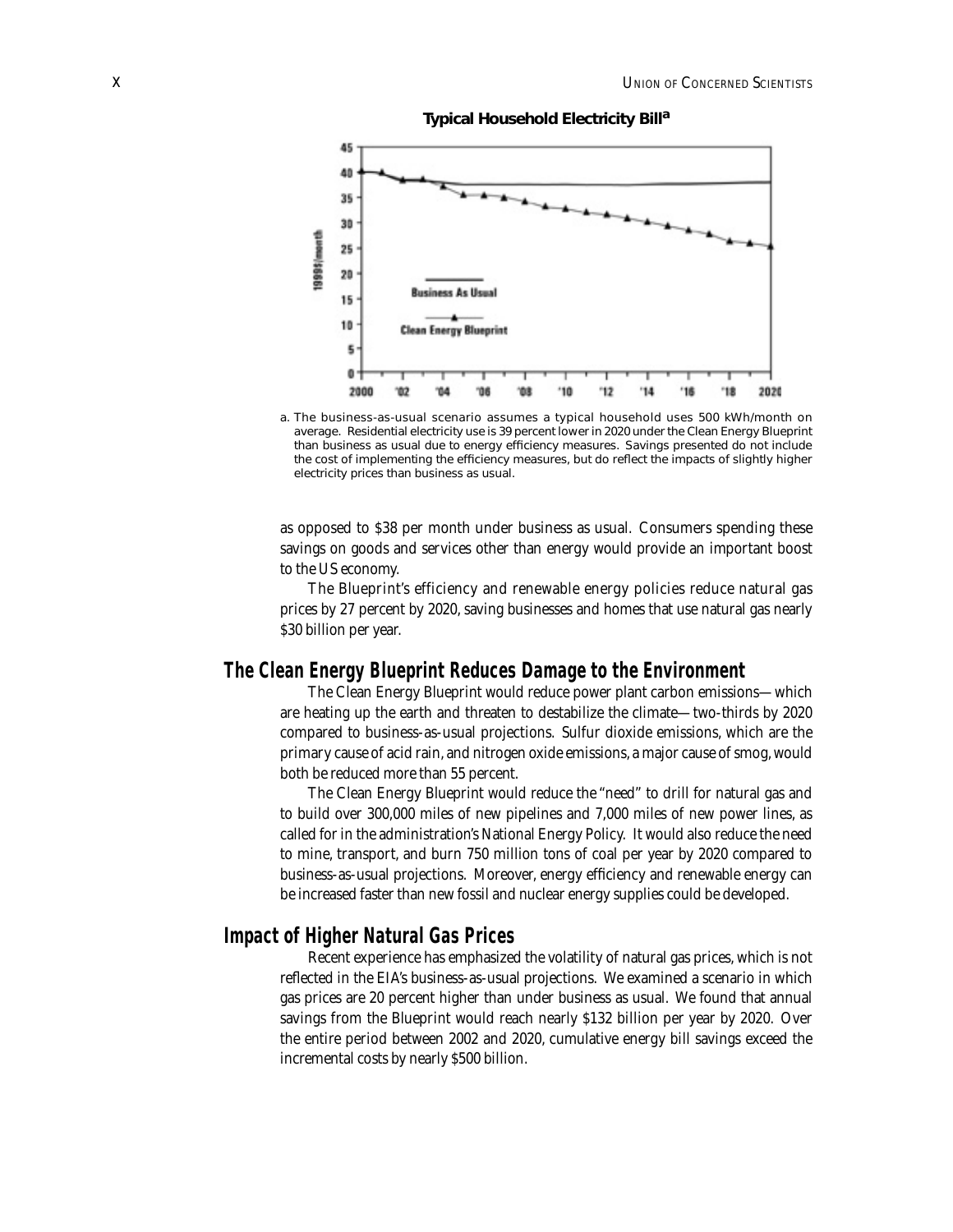**Typical Household Electricity Bill[a]**

a. The business-as-usual scenario assumes a typical household uses 500 kWh/month on average. Residential electricity use is 39 percent lower in 2020 under the Clean Energy Blueprint than business as usual due to energy efficiency measures. Savings presented do not include the cost of implementing the efficiency measures, but do reflect the impacts of slightly higher electricity prices than business as usual.

as opposed to $38 per month under business as usual. Consumers spending these savings on goods and services other than energy would provide an important boost to the US economy.

The Blueprint's efficiency and renewable energy policies reduce natural gas prices by 27 percent by 2020, saving businesses and homes that use natural gas nearly $30 billion per year.

## The Clean Energy Blueprint Reduces Damage to the Environment

The Clean Energy Blueprint would reduce power plant carbon emissions—which are heating up the earth and threaten to destabilize the climate—two-thirds by 2020 compared to business-as-usual projections. Sulfur dioxide emissions, which are the primary cause of acid rain, and nitrogen oxide emissions, a major cause of smog, would both be reduced more than 55 percent.

The Clean Energy Blueprint would reduce the "need" to drill for natural gas and to build over 300,000 miles of new pipelines and 7,000 miles of new power lines, as called for in the administration's National Energy Policy. It would also reduce the need to mine, transport, and burn 750 million tons of coal per year by 2020 compared to business-as-usual projections. Moreover, energy efficiency and renewable energy can be increased faster than new fossil and nuclear energy supplies could be developed.

## Impact of Higher Natural Gas Prices

Recent experience has emphasized the volatility of natural gas prices, which is not reflected in the EIA's business-as-usual projections. We examined a scenario in which gas prices are 20 percent higher than under business as usual. We found that annual savings from the Blueprint would reach nearly $132 billion per year by 2020. Over the entire period between 2002 and 2020, cumulative energy bill savings exceed the incremental costs by nearly $500 billion.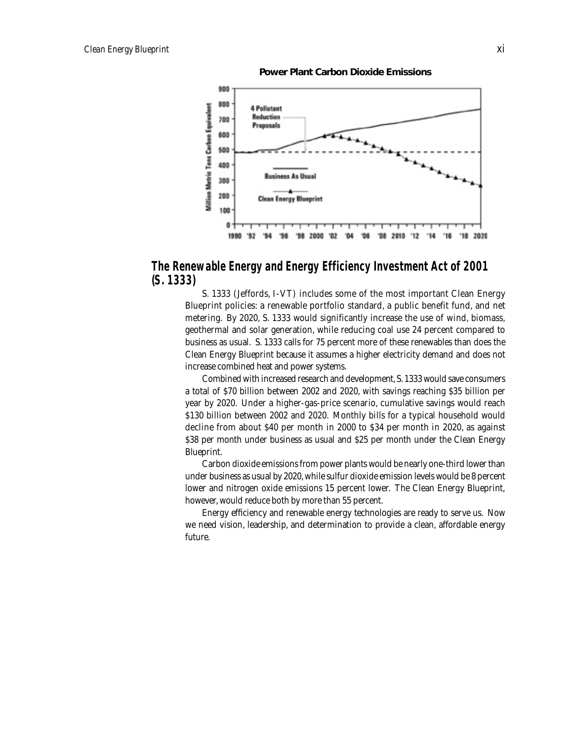**Power Plant Carbon Dioxide Emissions**

## The Renewable Energy and Energy Efficiency Investment Act of 2001 (S. 1333)

S. 1333 (Jeffords, I-VT) includes some of the most important Clean Energy Blueprint policies: a renewable portfolio standard, a public benefit fund, and net metering. By 2020, S. 1333 would significantly increase the use of wind, biomass, geothermal and solar generation, while reducing coal use 24 percent compared to business as usual. S. 1333 calls for 75 percent more of these renewables than does the Clean Energy Blueprint because it assumes a higher electricity demand and does not increase combined heat and power systems.

Combined with increased research and development, S. 1333 would save consumers a total of $70 billion between 2002 and 2020, with savings reaching $35 billion per year by 2020. Under a higher-gas-price scenario, cumulative savings would reach $130 billion between 2002 and 2020. Monthly bills for a typical household would decline from about $40 per month in 2000 to $34 per month in 2020, as against $38 per month under business as usual and $25 per month under the Clean Energy Blueprint.

Carbon dioxide emissions from power plants would be nearly one-third lower than under business as usual by 2020, while sulfur dioxide emission levels would be 8 percent lower and nitrogen oxide emissions 15 percent lower. The Clean Energy Blueprint, however, would reduce both by more than 55 percent.

Energy efficiency and renewable energy technologies are ready to serve us. Now we need vision, leadership, and determination to provide a clean, affordable energy future.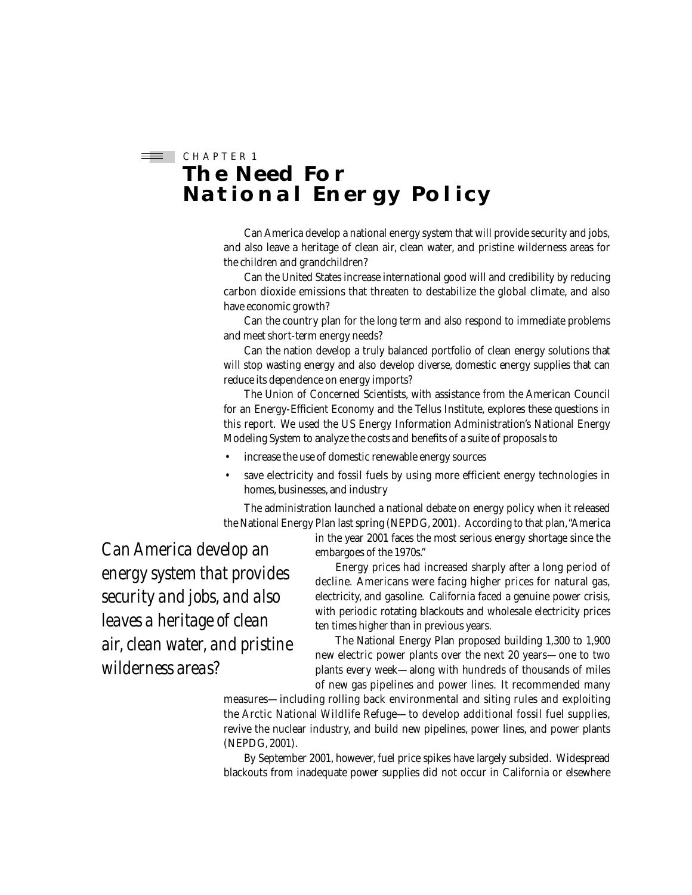CHAPTER 1

# The Need For National Energy Policy

Can America develop a national energy system that will provide security and jobs, and also leave a heritage of clean air, clean water, and pristine wilderness areas for the children and grandchildren?

Can the United States increase international good will and credibility by reducing carbon dioxide emissions that threaten to destabilize the global climate, and also have economic growth?

Can the country plan for the long term and also respond to immediate problems and meet short-term energy needs?

Can the nation develop a truly balanced portfolio of clean energy solutions that will stop wasting energy and also develop diverse, domestic energy supplies that can reduce its dependence on energy imports?

The Union of Concerned Scientists, with assistance from the American Council for an Energy-Efficient Economy and the Tellus Institute, explores these questions in this report. We used the US Energy Information Administration's National Energy Modeling System to analyze the costs and benefits of a suite of proposals to

- increase the use of domestic renewable energy sources
- save electricity and fossil fuels by using more efficient energy technologies in homes, businesses, and industry

The administration launched a national debate on energy policy when it released the National Energy Plan last spring (NEPDG, 2001). According to that plan, "America in the year 2001 faces the most serious energy shortage since the embargoes of the 1970s."

*Can America develop an energy system that provides security and jobs, and also leaves a heritage of clean air, clean water, and pristine wilderness areas?*

Energy prices had increased sharply after a long period of decline. Americans were facing higher prices for natural gas, electricity, and gasoline. California faced a genuine power crisis, with periodic rotating blackouts and wholesale electricity prices ten times higher than in previous years.

The National Energy Plan proposed building 1,300 to 1,900 new electric power plants over the next 20 years—one to two plants every week—along with hundreds of thousands of miles of new gas pipelines and power lines. It recommended many measures—including rolling back environmental and siting rules and exploiting the Arctic National Wildlife Refuge—to develop additional fossil fuel supplies, revive the nuclear industry, and build new pipelines, power lines, and power plants (NEPDG, 2001).

By September 2001, however, fuel price spikes have largely subsided. Widespread blackouts from inadequate power supplies did not occur in California or elsewhere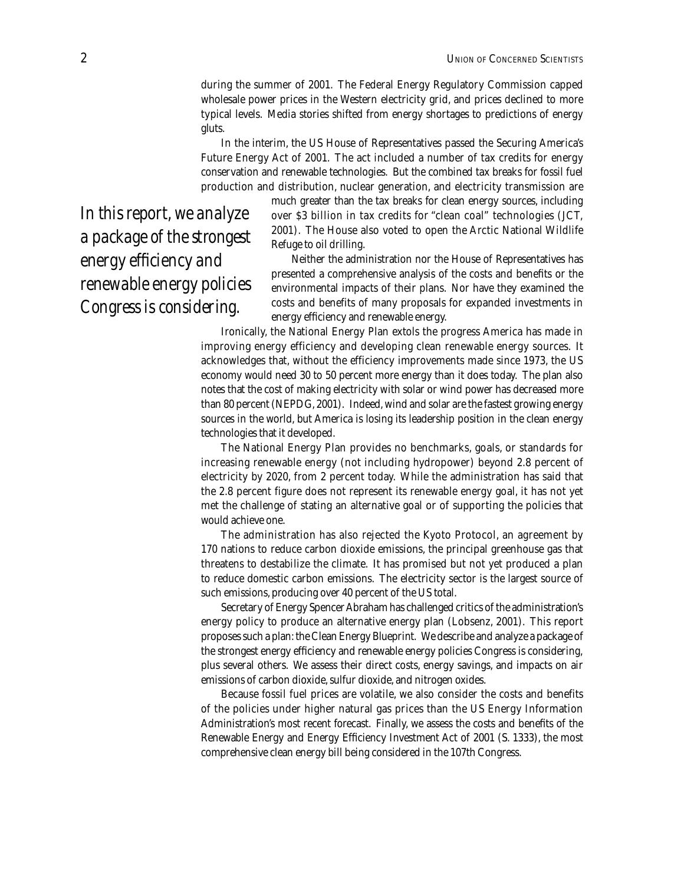during the summer of 2001. The Federal Energy Regulatory Commission capped wholesale power prices in the Western electricity grid, and prices declined to more typical levels. Media stories shifted from energy shortages to predictions of energy gluts.

In the interim, the US House of Representatives passed the Securing America's Future Energy Act of 2001. The act included a number of tax credits for energy conservation and renewable technologies. But the combined tax breaks for fossil fuel production and distribution, nuclear generation, and electricity transmission are much greater than the tax breaks for clean energy sources, including over $3 billion in tax credits for "clean coal" technologies (JCT, 2001). The House also voted to open the Arctic National Wildlife Refuge to oil drilling.

*In this report, we analyze a package of the strongest energy efficiency and renewable energy policies Congress is considering.*

Neither the administration nor the House of Representatives has presented a comprehensive analysis of the costs and benefits or the environmental impacts of their plans. Nor have they examined the costs and benefits of many proposals for expanded investments in energy efficiency and renewable energy.

Ironically, the National Energy Plan extols the progress America has made in improving energy efficiency and developing clean renewable energy sources. It acknowledges that, without the efficiency improvements made since 1973, the US economy would need 30 to 50 percent more energy than it does today. The plan also notes that the cost of making electricity with solar or wind power has decreased more than 80 percent (NEPDG, 2001). Indeed, wind and solar are the fastest growing energy sources in the world, but America is losing its leadership position in the clean energy technologies that it developed.

The National Energy Plan provides no benchmarks, goals, or standards for increasing renewable energy (not including hydropower) beyond 2.8 percent of electricity by 2020, from 2 percent today. While the administration has said that the 2.8 percent figure does not represent its renewable energy goal, it has not yet met the challenge of stating an alternative goal or of supporting the policies that would achieve one.

The administration has also rejected the Kyoto Protocol, an agreement by 170 nations to reduce carbon dioxide emissions, the principal greenhouse gas that threatens to destabilize the climate. It has promised but not yet produced a plan to reduce domestic carbon emissions. The electricity sector is the largest source of such emissions, producing over 40 percent of the US total.

Secretary of Energy Spencer Abraham has challenged critics of the administration's energy policy to produce an alternative energy plan (Lobsenz, 2001). This report proposes such a plan: the Clean Energy Blueprint. We describe and analyze a package of the strongest energy efficiency and renewable energy policies Congress is considering, plus several others. We assess their direct costs, energy savings, and impacts on air emissions of carbon dioxide, sulfur dioxide, and nitrogen oxides.

Because fossil fuel prices are volatile, we also consider the costs and benefits of the policies under higher natural gas prices than the US Energy Information Administration's most recent forecast. Finally, we assess the costs and benefits of the Renewable Energy and Energy Efficiency Investment Act of 2001 (S. 1333), the most comprehensive clean energy bill being considered in the 107th Congress.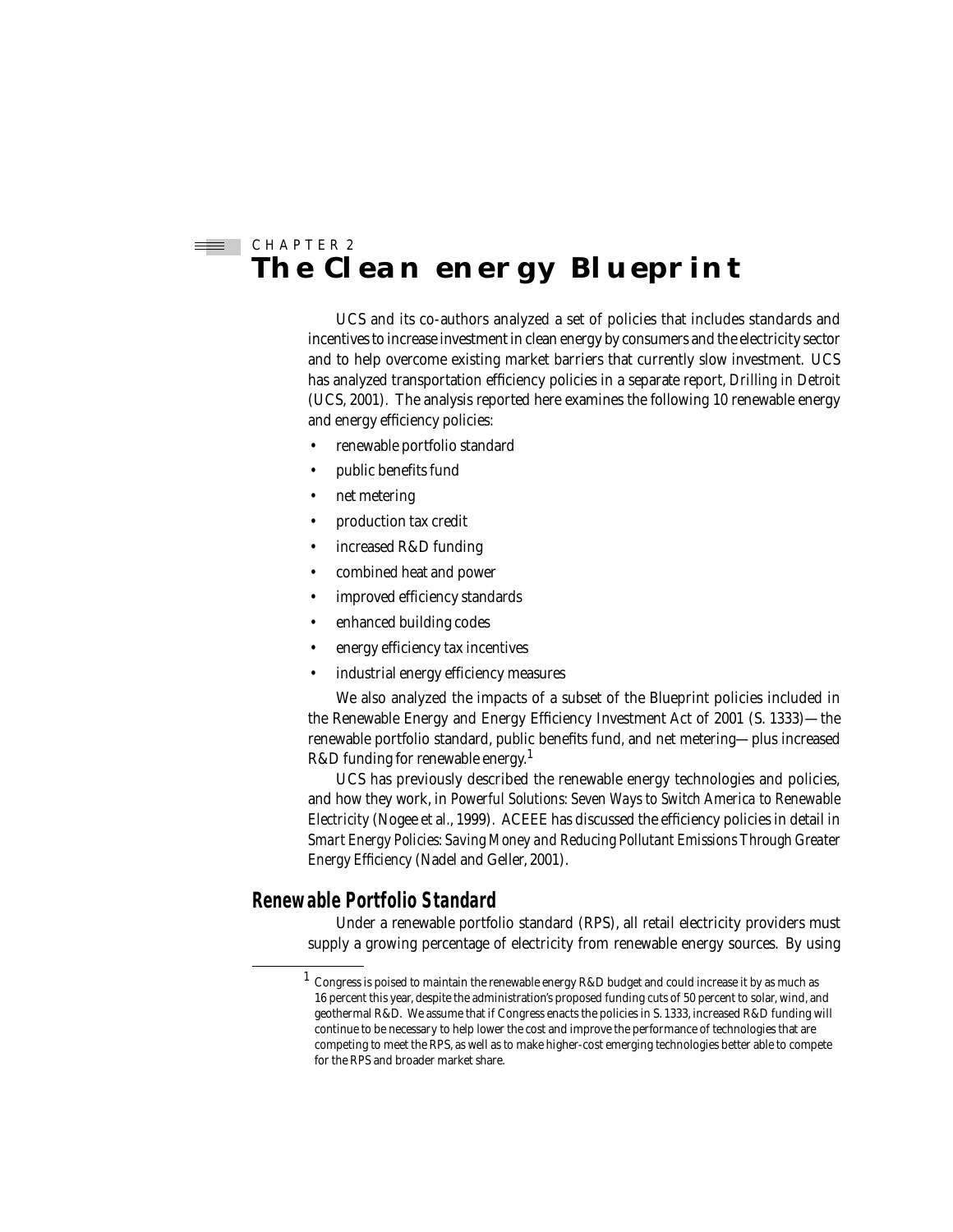CHAPTER 2

# The Clean energy Blueprint

UCS and its co-authors analyzed a set of policies that includes standards and incentives to increase investment in clean energy by consumers and the electricity sector and to help overcome existing market barriers that currently slow investment. UCS has analyzed transportation efficiency policies in a separate report, *Drilling in Detroit* (UCS, 2001). The analysis reported here examines the following 10 renewable energy and energy efficiency policies:

- renewable portfolio standard
- public benefits fund
- net metering
- production tax credit
- increased R&D funding
- combined heat and power
- improved efficiency standards
- enhanced building codes
- energy efficiency tax incentives
- industrial energy efficiency measures

We also analyzed the impacts of a subset of the Blueprint policies included in the Renewable Energy and Energy Efficiency Investment Act of 2001 (S. 1333)—the renewable portfolio standard, public benefits fund, and net metering—plus increased R&D funding for renewable energy.[1]

UCS has previously described the renewable energy technologies and policies, and how they work, in *Powerful Solutions: Seven Ways to Switch America to Renewable Electricity* (Nogee et al., 1999). ACEEE has discussed the efficiency policies in detail in *Smart Energy Policies: Saving Money and Reducing Pollutant Emissions Through Greater Energy Efficiency* (Nadel and Geller, 2001).

## Renewable Portfolio Standard

Under a renewable portfolio standard (RPS), all retail electricity providers must supply a growing percentage of electricity from renewable energy sources. By using

[1] Congress is poised to maintain the renewable energy R&D budget and could increase it by as much as 16 percent this year, despite the administration's proposed funding cuts of 50 percent to solar, wind, and geothermal R&D. We assume that if Congress enacts the policies in S. 1333, increased R&D funding will continue to be necessary to help lower the cost and improve the performance of technologies that are competing to meet the RPS, as well as to make higher-cost emerging technologies better able to compete for the RPS and broader market share.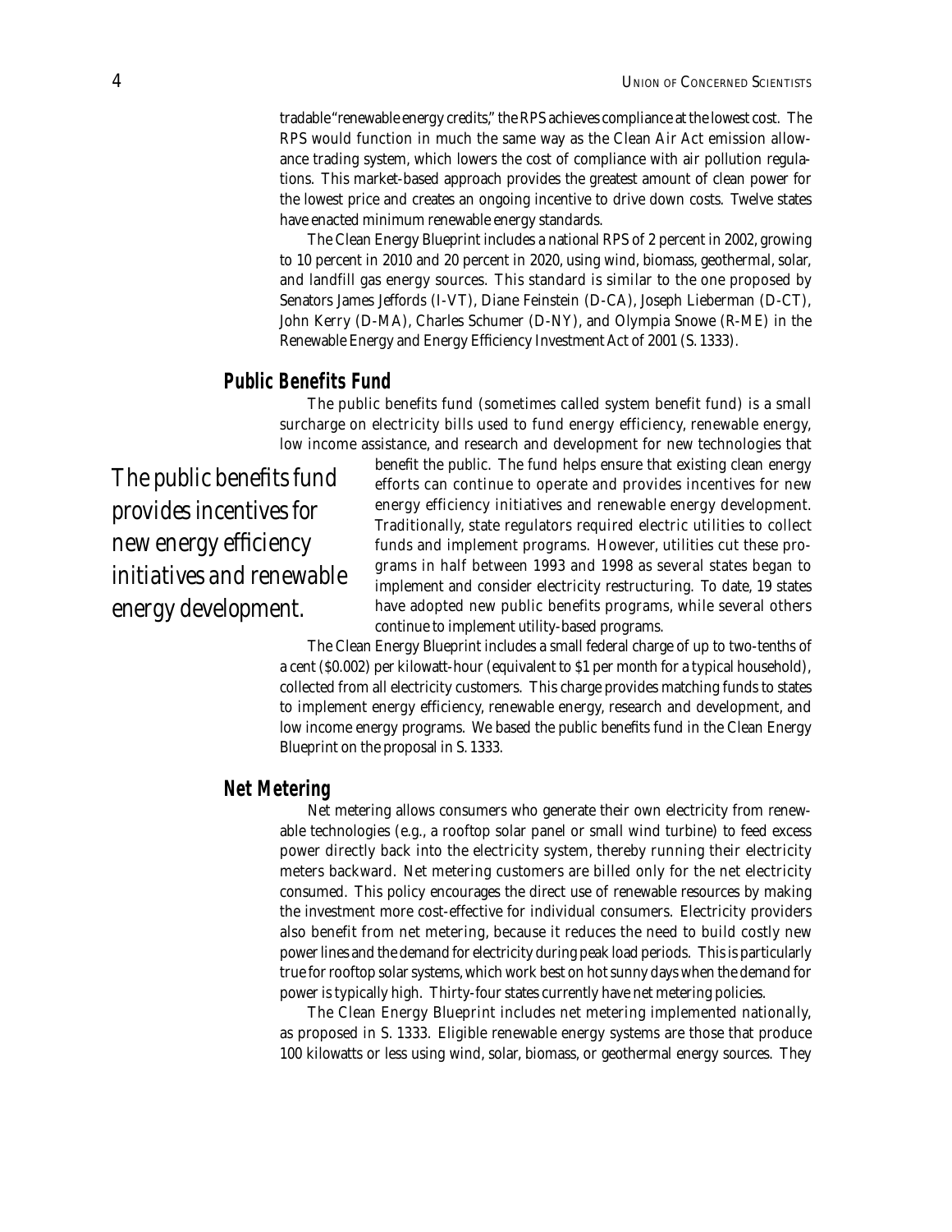tradable "renewable energy credits," the RPS achieves compliance at the lowest cost. The RPS would function in much the same way as the Clean Air Act emission allowance trading system, which lowers the cost of compliance with air pollution regulations. This market-based approach provides the greatest amount of clean power for the lowest price and creates an ongoing incentive to drive down costs. Twelve states have enacted minimum renewable energy standards.

The Clean Energy Blueprint includes a national RPS of 2 percent in 2002, growing to 10 percent in 2010 and 20 percent in 2020, using wind, biomass, geothermal, solar, and landfill gas energy sources. This standard is similar to the one proposed by Senators James Jeffords (I-VT), Diane Feinstein (D-CA), Joseph Lieberman (D-CT), John Kerry (D-MA), Charles Schumer (D-NY), and Olympia Snowe (R-ME) in the Renewable Energy and Energy Efficiency Investment Act of 2001 (S. 1333).

## Public Benefits Fund

The public benefits fund (sometimes called system benefit fund) is a small surcharge on electricity bills used to fund energy efficiency, renewable energy, low income assistance, and research and development for new technologies that benefit the public. The fund helps ensure that existing clean energy efforts can continue to operate and provides incentives for new energy efficiency initiatives and renewable energy development. Traditionally, state regulators required electric utilities to collect funds and implement programs. However, utilities cut these programs in half between 1993 and 1998 as several states began to implement and consider electricity restructuring. To date, 19 states have adopted new public benefits programs, while several others continue to implement utility-based programs.

*The public benefits fund provides incentives for new energy efficiency initiatives and renewable energy development.*

The Clean Energy Blueprint includes a small federal charge of up to two-tenths of a cent ($0.002) per kilowatt-hour (equivalent to $1 per month for a typical household), collected from all electricity customers. This charge provides matching funds to states to implement energy efficiency, renewable energy, research and development, and low income energy programs. We based the public benefits fund in the Clean Energy Blueprint on the proposal in S. 1333.

## Net Metering

Net metering allows consumers who generate their own electricity from renewable technologies (e.g., a rooftop solar panel or small wind turbine) to feed excess power directly back into the electricity system, thereby running their electricity meters backward. Net metering customers are billed only for the net electricity consumed. This policy encourages the direct use of renewable resources by making the investment more cost-effective for individual consumers. Electricity providers also benefit from net metering, because it reduces the need to build costly new power lines and the demand for electricity during peak load periods. This is particularly true for rooftop solar systems, which work best on hot sunny days when the demand for power is typically high. Thirty-four states currently have net metering policies.

The Clean Energy Blueprint includes net metering implemented nationally, as proposed in S. 1333. Eligible renewable energy systems are those that produce 100 kilowatts or less using wind, solar, biomass, or geothermal energy sources. They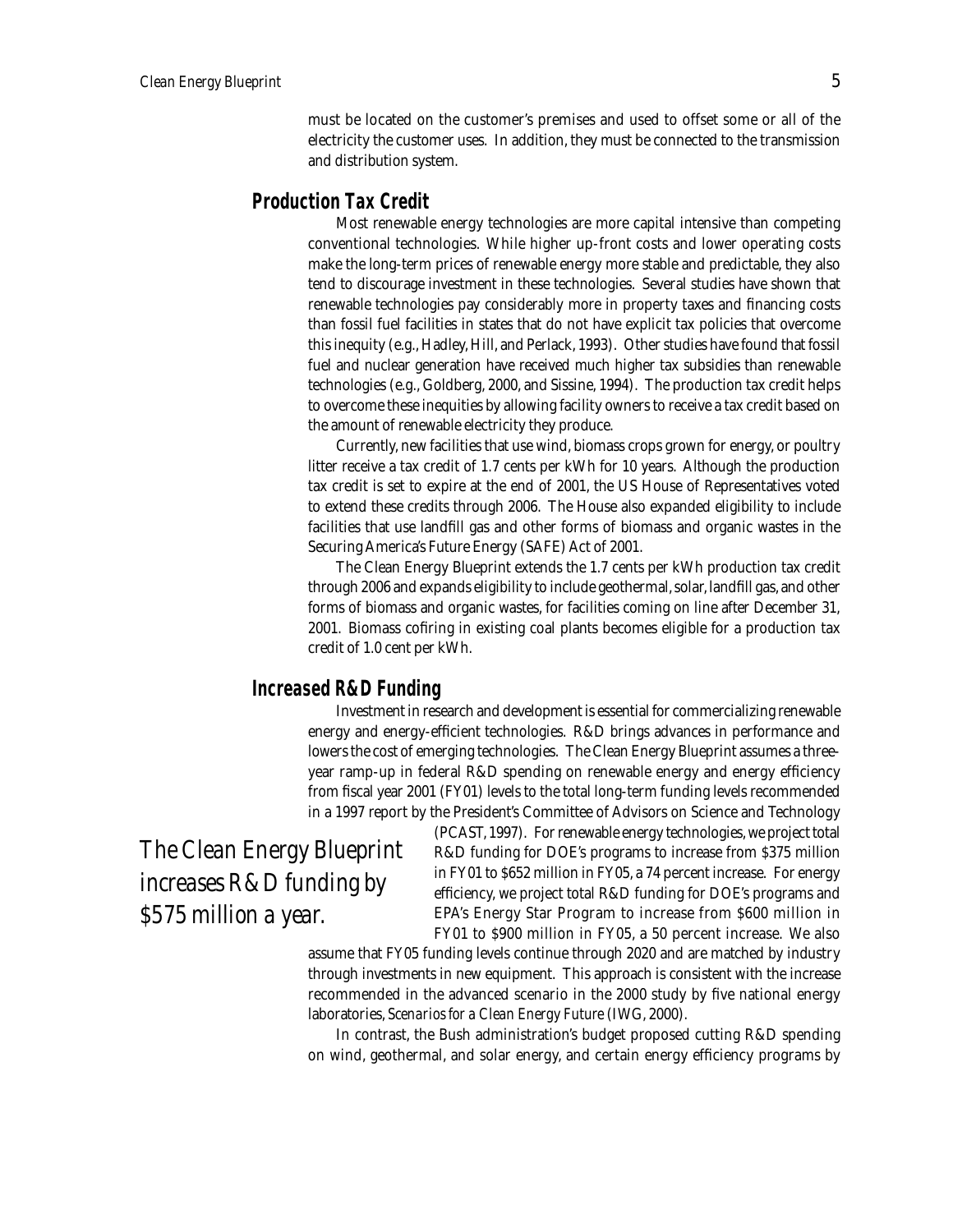must be located on the customer's premises and used to offset some or all of the electricity the customer uses. In addition, they must be connected to the transmission and distribution system.

## Production Tax Credit

Most renewable energy technologies are more capital intensive than competing conventional technologies. While higher up-front costs and lower operating costs make the long-term prices of renewable energy more stable and predictable, they also tend to discourage investment in these technologies. Several studies have shown that renewable technologies pay considerably more in property taxes and financing costs than fossil fuel facilities in states that do not have explicit tax policies that overcome this inequity (e.g., Hadley, Hill, and Perlack, 1993). Other studies have found that fossil fuel and nuclear generation have received much higher tax subsidies than renewable technologies (e.g., Goldberg, 2000, and Sissine, 1994). The production tax credit helps to overcome these inequities by allowing facility owners to receive a tax credit based on the amount of renewable electricity they produce.

Currently, new facilities that use wind, biomass crops grown for energy, or poultry litter receive a tax credit of 1.7 cents per kWh for 10 years. Although the production tax credit is set to expire at the end of 2001, the US House of Representatives voted to extend these credits through 2006. The House also expanded eligibility to include facilities that use landfill gas and other forms of biomass and organic wastes in the Securing America's Future Energy (SAFE) Act of 2001.

The Clean Energy Blueprint extends the 1.7 cents per kWh production tax credit through 2006 and expands eligibility to include geothermal, solar, landfill gas, and other forms of biomass and organic wastes, for facilities coming on line after December 31, 2001. Biomass cofiring in existing coal plants becomes eligible for a production tax credit of 1.0 cent per kWh.

## Increased R&D Funding

Investment in research and development is essential for commercializing renewable energy and energy-efficient technologies. R&D brings advances in performance and lowers the cost of emerging technologies. The Clean Energy Blueprint assumes a three-year ramp-up in federal R&D spending on renewable energy and energy efficiency from fiscal year 2001 (FY01) levels to the total long-term funding levels recommended in a 1997 report by the President's Committee of Advisors on Science and Technology (PCAST, 1997). For renewable energy technologies, we project total R&D funding for DOE's programs to increase from $375 million in FY01 to $652 million in FY05, a 74 percent increase. For energy efficiency, we project total R&D funding for DOE's programs and EPA's Energy Star Program to increase from $600 million in FY01 to $900 million in FY05, a 50 percent increase. We also assume that FY05 funding levels continue through 2020 and are matched by industry through investments in new equipment. This approach is consistent with the increase recommended in the advanced scenario in the 2000 study by five national energy laboratories, *Scenarios for a Clean Energy Future* (IWG, 2000).

*The Clean Energy Blueprint increases R&D funding by $575 million a year.*

In contrast, the Bush administration's budget proposed cutting R&D spending on wind, geothermal, and solar energy, and certain energy efficiency programs by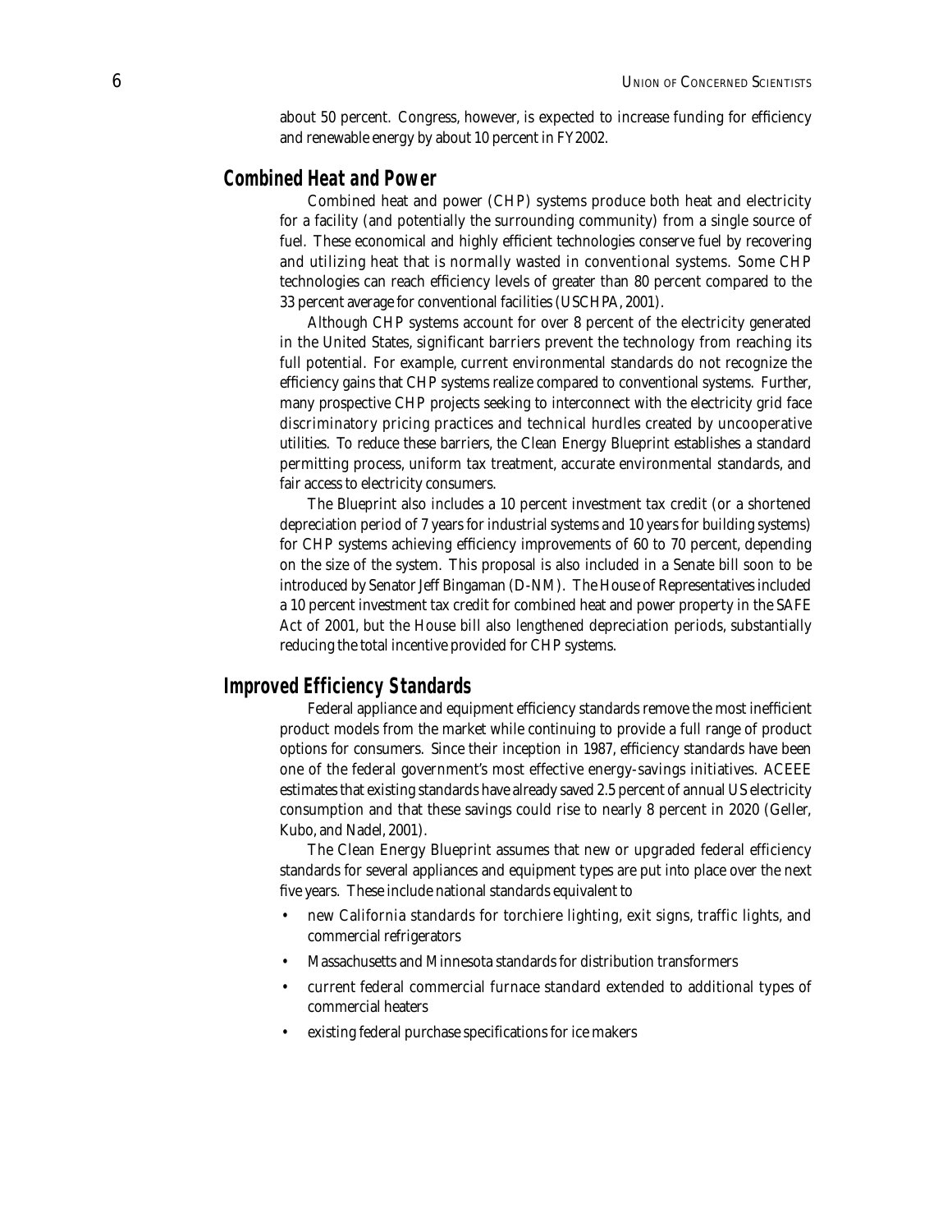about 50 percent. Congress, however, is expected to increase funding for efficiency and renewable energy by about 10 percent in FY2002.

## Combined Heat and Power

Combined heat and power (CHP) systems produce both heat and electricity for a facility (and potentially the surrounding community) from a single source of fuel. These economical and highly efficient technologies conserve fuel by recovering and utilizing heat that is normally wasted in conventional systems. Some CHP technologies can reach efficiency levels of greater than 80 percent compared to the 33 percent average for conventional facilities (USCHPA, 2001).

Although CHP systems account for over 8 percent of the electricity generated in the United States, significant barriers prevent the technology from reaching its full potential. For example, current environmental standards do not recognize the efficiency gains that CHP systems realize compared to conventional systems. Further, many prospective CHP projects seeking to interconnect with the electricity grid face discriminatory pricing practices and technical hurdles created by uncooperative utilities. To reduce these barriers, the Clean Energy Blueprint establishes a standard permitting process, uniform tax treatment, accurate environmental standards, and fair access to electricity consumers.

The Blueprint also includes a 10 percent investment tax credit (or a shortened depreciation period of 7 years for industrial systems and 10 years for building systems) for CHP systems achieving efficiency improvements of 60 to 70 percent, depending on the size of the system. This proposal is also included in a Senate bill soon to be introduced by Senator Jeff Bingaman (D-NM). The House of Representatives included a 10 percent investment tax credit for combined heat and power property in the SAFE Act of 2001, but the House bill also *lengthened* depreciation periods, substantially reducing the total incentive provided for CHP systems.

## Improved Efficiency Standards

Federal appliance and equipment efficiency standards remove the most inefficient product models from the market while continuing to provide a full range of product options for consumers. Since their inception in 1987, efficiency standards have been one of the federal government's most effective energy-savings initiatives. ACEEE estimates that existing standards have already saved 2.5 percent of annual US electricity consumption and that these savings could rise to nearly 8 percent in 2020 (Geller, Kubo, and Nadel, 2001).

The Clean Energy Blueprint assumes that new or upgraded federal efficiency standards for several appliances and equipment types are put into place over the next five years. These include national standards equivalent to

- new California standards for torchiere lighting, exit signs, traffic lights, and commercial refrigerators
- Massachusetts and Minnesota standards for distribution transformers
- current federal commercial furnace standard extended to additional types of commercial heaters
- existing federal purchase specifications for ice makers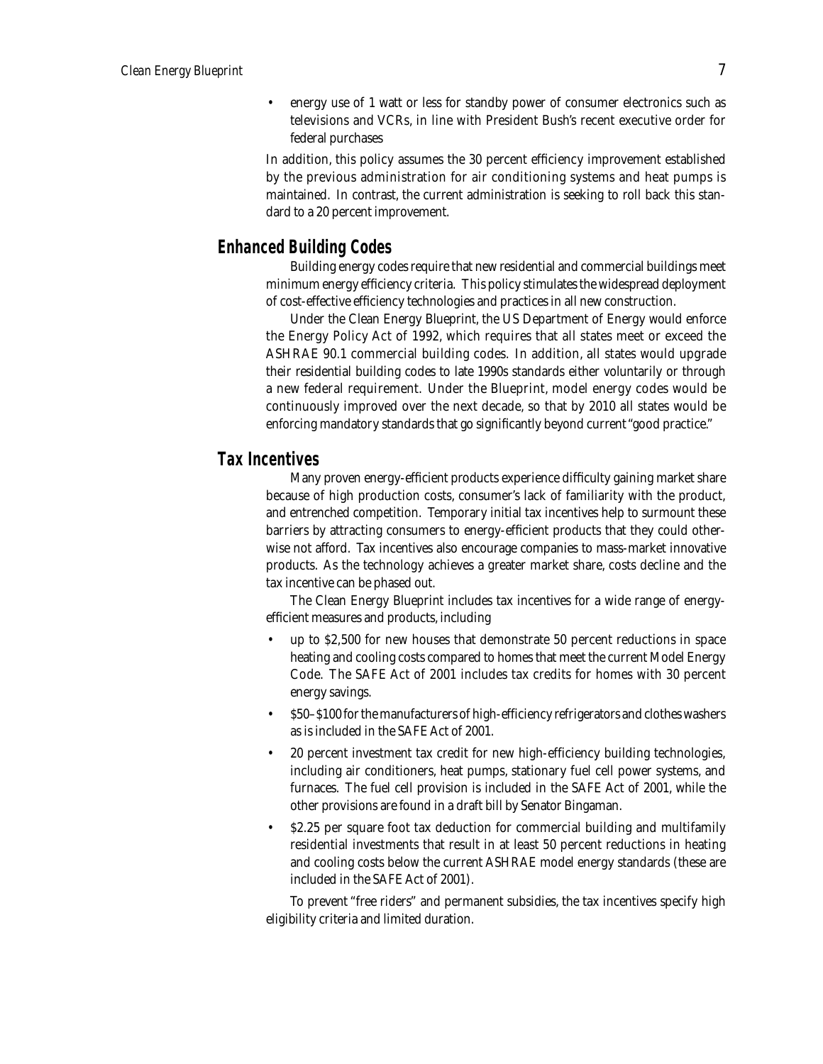- energy use of 1 watt or less for standby power of consumer electronics such as televisions and VCRs, in line with President Bush's recent executive order for federal purchases

In addition, this policy assumes the 30 percent efficiency improvement established by the previous administration for air conditioning systems and heat pumps is maintained. In contrast, the current administration is seeking to roll back this standard to a 20 percent improvement.

## Enhanced Building Codes

Building energy codes require that new residential and commercial buildings meet minimum energy efficiency criteria. This policy stimulates the widespread deployment of cost-effective efficiency technologies and practices in all new construction.

Under the Clean Energy Blueprint, the US Department of Energy would enforce the Energy Policy Act of 1992, which requires that all states meet or exceed the ASHRAE 90.1 commercial building codes. In addition, all states would upgrade their residential building codes to late 1990s standards either voluntarily or through a new federal requirement. Under the Blueprint, model energy codes would be continuously improved over the next decade, so that by 2010 all states would be enforcing mandatory standards that go significantly beyond current "good practice."

## Tax Incentives

Many proven energy-efficient products experience difficulty gaining market share because of high production costs, consumer's lack of familiarity with the product, and entrenched competition. Temporary initial tax incentives help to surmount these barriers by attracting consumers to energy-efficient products that they could otherwise not afford. Tax incentives also encourage companies to mass-market innovative products. As the technology achieves a greater market share, costs decline and the tax incentive can be phased out.

The Clean Energy Blueprint includes tax incentives for a wide range of energy-efficient measures and products, including

- up to $2,500 for new houses that demonstrate 50 percent reductions in space heating and cooling costs compared to homes that meet the current Model Energy Code. The SAFE Act of 2001 includes tax credits for homes with 30 percent energy savings.
- $50–$100 for the manufacturers of high-efficiency refrigerators and clothes washers as is included in the SAFE Act of 2001.
- 20 percent investment tax credit for new high-efficiency building technologies, including air conditioners, heat pumps, stationary fuel cell power systems, and furnaces. The fuel cell provision is included in the SAFE Act of 2001, while the other provisions are found in a draft bill by Senator Bingaman.
- $2.25 per square foot tax deduction for commercial building and multifamily residential investments that result in at least 50 percent reductions in heating and cooling costs below the current ASHRAE model energy standards (these are included in the SAFE Act of 2001).

To prevent "free riders" and permanent subsidies, the tax incentives specify high eligibility criteria and limited duration.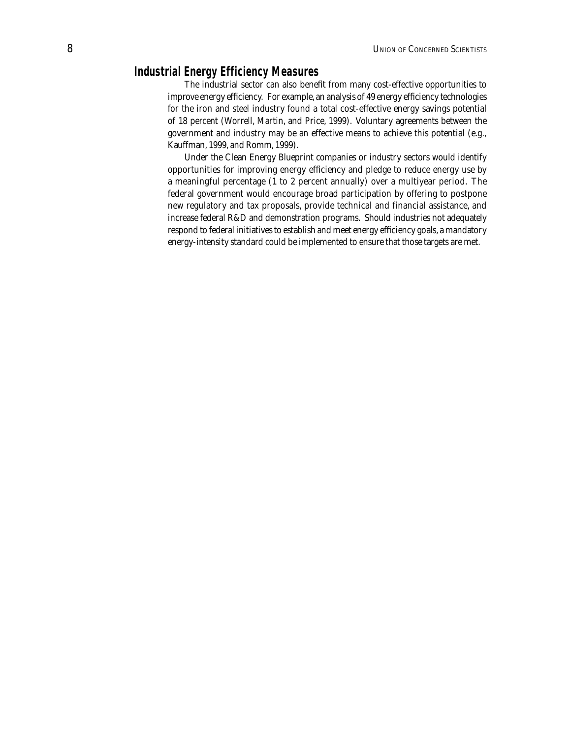## Industrial Energy Efficiency Measures

The industrial sector can also benefit from many cost-effective opportunities to improve energy efficiency. For example, an analysis of 49 energy efficiency technologies for the iron and steel industry found a total cost-effective energy savings potential of 18 percent (Worrell, Martin, and Price, 1999). Voluntary agreements between the government and industry may be an effective means to achieve this potential (e.g., Kauffman, 1999, and Romm, 1999).

Under the Clean Energy Blueprint companies or industry sectors would identify opportunities for improving energy efficiency and pledge to reduce energy use by a meaningful percentage (1 to 2 percent annually) over a multiyear period. The federal government would encourage broad participation by offering to postpone new regulatory and tax proposals, provide technical and financial assistance, and increase federal R&D and demonstration programs. Should industries not adequately respond to federal initiatives to establish and meet energy efficiency goals, a mandatory energy-intensity standard could be implemented to ensure that those targets are met.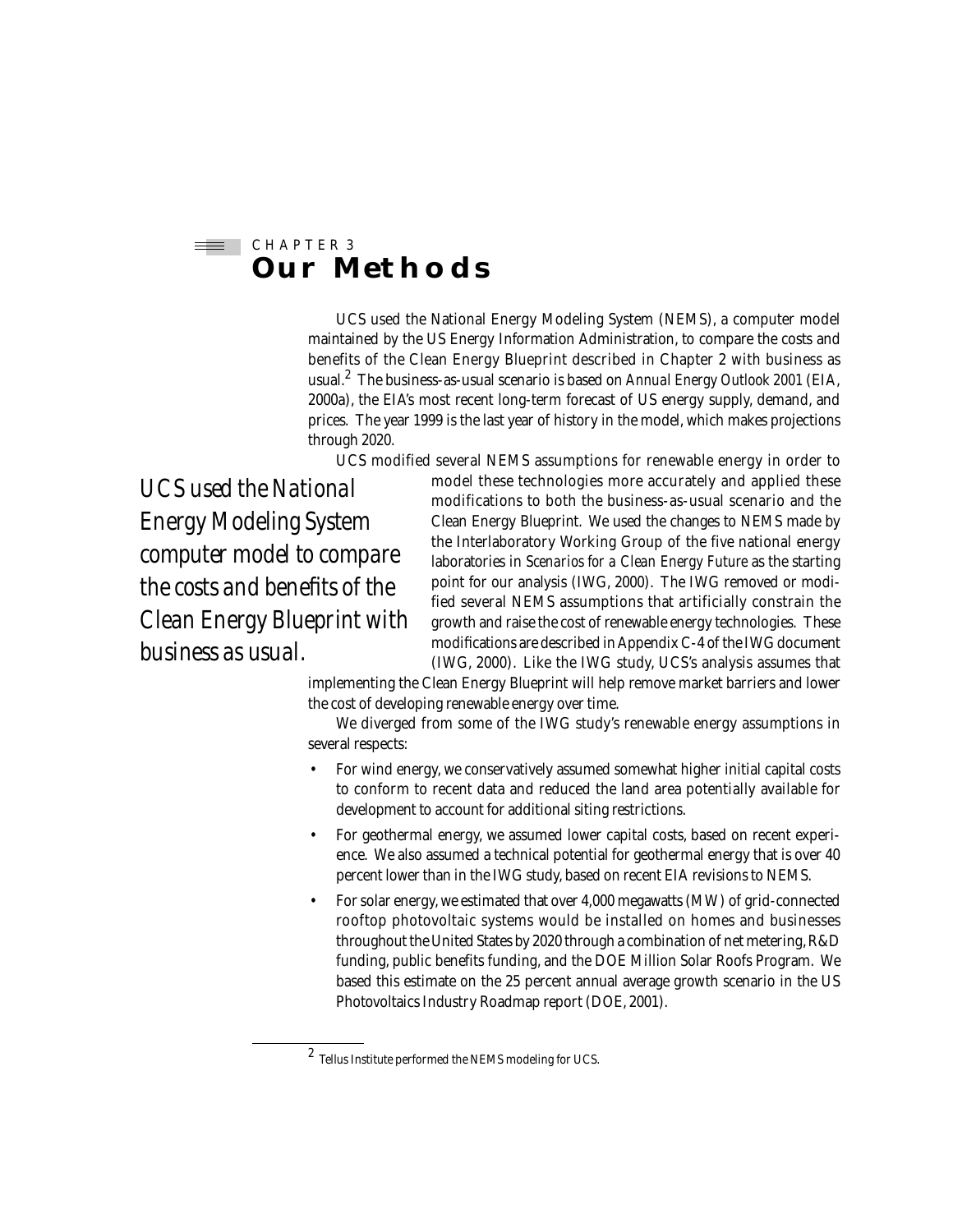CHAPTER 3

# Our Methods

UCS used the National Energy Modeling System (NEMS), a computer model maintained by the US Energy Information Administration, to compare the costs and benefits of the Clean Energy Blueprint described in Chapter 2 with business as usual.[2] The business-as-usual scenario is based on *Annual Energy Outlook 2001* (EIA, 2000a), the EIA's most recent long-term forecast of US energy supply, demand, and prices. The year 1999 is the last year of history in the model, which makes projections through 2020.

*UCS used the National Energy Modeling System computer model to compare the costs and benefits of the Clean Energy Blueprint with business as usual.*

UCS modified several NEMS assumptions for renewable energy in order to model these technologies more accurately and applied these modifications to both the business-as-usual scenario and the Clean Energy Blueprint. We used the changes to NEMS made by the Interlaboratory Working Group of the five national energy laboratories in *Scenarios for a Clean Energy Future* as the starting point for our analysis (IWG, 2000). The IWG removed or modified several NEMS assumptions that artificially constrain the growth and raise the cost of renewable energy technologies. These modifications are described in Appendix C-4 of the IWG document (IWG, 2000). Like the IWG study, UCS's analysis assumes that implementing the Clean Energy Blueprint will help remove market barriers and lower the cost of developing renewable energy over time.

We diverged from some of the IWG study's renewable energy assumptions in several respects:

- For wind energy, we conservatively assumed somewhat higher initial capital costs to conform to recent data and reduced the land area potentially available for development to account for additional siting restrictions.
- For geothermal energy, we assumed lower capital costs, based on recent experience. We also assumed a technical potential for geothermal energy that is over 40 percent lower than in the IWG study, based on recent EIA revisions to NEMS.
- For solar energy, we estimated that over 4,000 megawatts (MW) of grid-connected rooftop photovoltaic systems would be installed on homes and businesses throughout the United States by 2020 through a combination of net metering, R&D funding, public benefits funding, and the DOE Million Solar Roofs Program. We based this estimate on the 25 percent annual average growth scenario in the US Photovoltaics Industry Roadmap report (DOE, 2001).

---

[2] Tellus Institute performed the NEMS modeling for UCS.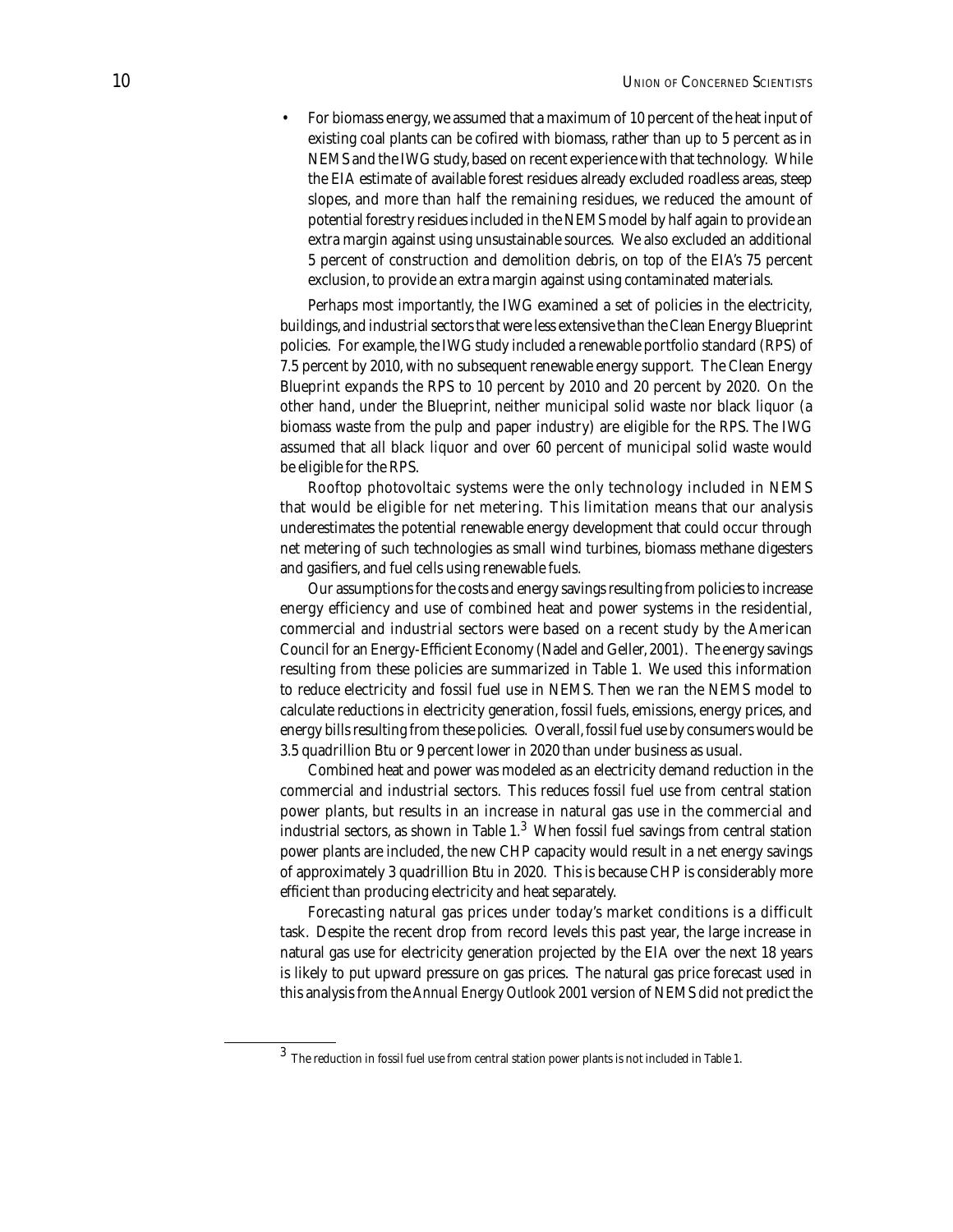- For biomass energy, we assumed that a maximum of 10 percent of the heat input of existing coal plants can be cofired with biomass, rather than up to 5 percent as in NEMS and the IWG study, based on recent experience with that technology. While the EIA estimate of available forest residues already excluded roadless areas, steep slopes, and more than half the remaining residues, we reduced the amount of potential forestry residues included in the NEMS model by half again to provide an extra margin against using unsustainable sources. We also excluded an additional 5 percent of construction and demolition debris, on top of the EIA's 75 percent exclusion, to provide an extra margin against using contaminated materials.

Perhaps most importantly, the IWG examined a set of policies in the electricity, buildings, and industrial sectors that were less extensive than the Clean Energy Blueprint policies. For example, the IWG study included a renewable portfolio standard (RPS) of 7.5 percent by 2010, with no subsequent renewable energy support. The Clean Energy Blueprint expands the RPS to 10 percent by 2010 and 20 percent by 2020. On the other hand, under the Blueprint, neither municipal solid waste nor black liquor (a biomass waste from the pulp and paper industry) are eligible for the RPS. The IWG assumed that all black liquor and over 60 percent of municipal solid waste would be eligible for the RPS.

Rooftop photovoltaic systems were the only technology included in NEMS that would be eligible for net metering. This limitation means that our analysis underestimates the potential renewable energy development that could occur through net metering of such technologies as small wind turbines, biomass methane digesters and gasifiers, and fuel cells using renewable fuels.

Our assumptions for the costs and energy savings resulting from policies to increase energy efficiency and use of combined heat and power systems in the residential, commercial and industrial sectors were based on a recent study by the American Council for an Energy-Efficient Economy (Nadel and Geller, 2001). The energy savings resulting from these policies are summarized in Table 1. We used this information to reduce electricity and fossil fuel use in NEMS. Then we ran the NEMS model to calculate reductions in electricity generation, fossil fuels, emissions, energy prices, and energy bills resulting from these policies. Overall, fossil fuel use by consumers would be 3.5 quadrillion Btu or 9 percent lower in 2020 than under business as usual.

Combined heat and power was modeled as an electricity demand reduction in the commercial and industrial sectors. This reduces fossil fuel use from central station power plants, but results in an increase in natural gas use in the commercial and industrial sectors, as shown in Table 1.[3] When fossil fuel savings from central station power plants are included, the new CHP capacity would result in a net energy savings of approximately 3 quadrillion Btu in 2020. This is because CHP is considerably more efficient than producing electricity and heat separately.

Forecasting natural gas prices under today's market conditions is a difficult task. Despite the recent drop from record levels this past year, the large increase in natural gas use for electricity generation projected by the EIA over the next 18 years is likely to put upward pressure on gas prices. The natural gas price forecast used in this analysis from the *Annual Energy Outlook 2001* version of NEMS did not predict the

[3] The reduction in fossil fuel use from central station power plants is not included in Table 1.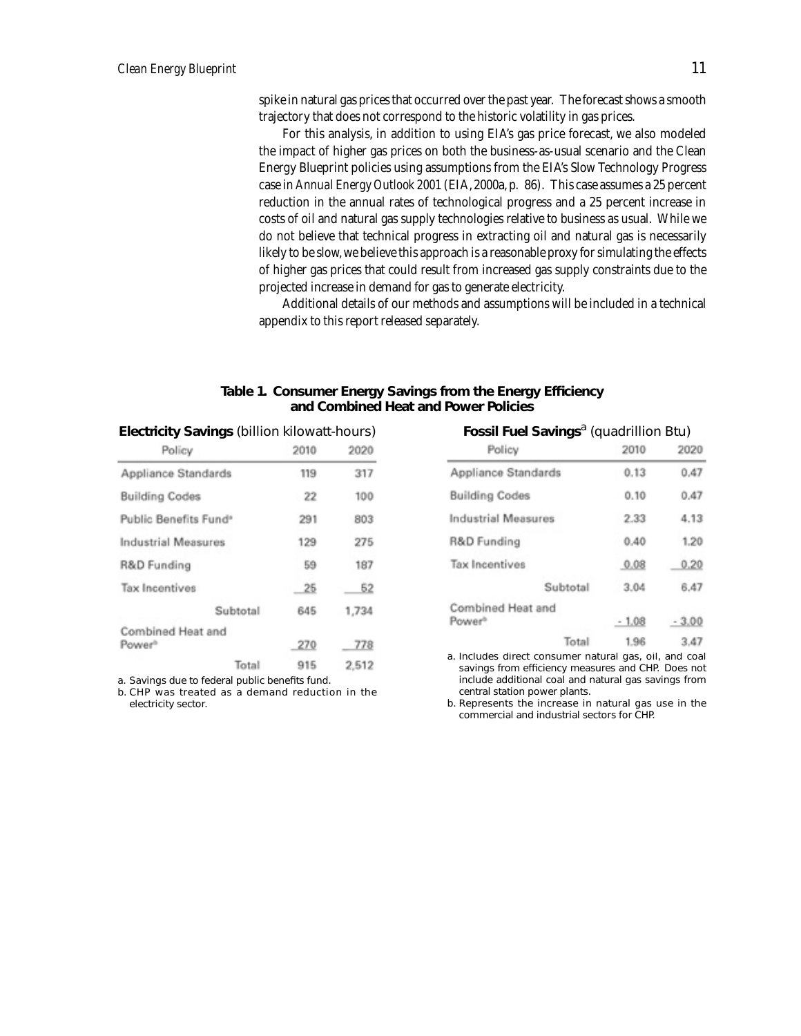spike in natural gas prices that occurred over the past year. The forecast shows a smooth trajectory that does not correspond to the historic volatility in gas prices.

For this analysis, in addition to using EIA's gas price forecast, we also modeled the impact of higher gas prices on both the business-as-usual scenario and the Clean Energy Blueprint policies using assumptions from the EIA's Slow Technology Progress case in *Annual Energy Outlook 2001* (EIA, 2000a, p. 86). This case assumes a 25 percent reduction in the annual rates of technological progress and a 25 percent increase in costs of oil and natural gas supply technologies relative to business as usual. While we do not believe that technical progress in extracting oil and natural gas is necessarily likely to be slow, we believe this approach is a reasonable proxy for simulating the effects of higher gas prices that could result from increased gas supply constraints due to the projected increase in demand for gas to generate electricity.

Additional details of our methods and assumptions will be included in a technical appendix to this report released separately.

**Table 1. Consumer Energy Savings from the Energy Efficiency and Combined Heat and Power Policies**

**Electricity Savings** (billion kilowatt-hours)

| Policy | 2010 | 2020 |
|---|---|---|
| Appliance Standards | 119 | 317 |
| Building Codes | 22 | 100 |
| Public Benefits Fund[a] | 291 | 803 |
| Industrial Measures | 129 | 275 |
| R&D Funding | 59 | 187 |
| Tax Incentives | 25 | 52 |
| Subtotal | 645 | 1,734 |
| Combined Heat and Power[b] | 270 | 778 |
| Total | 915 | 2,512 |

a. Savings due to federal public benefits fund.
b. CHP was treated as a demand reduction in the electricity sector.

**Fossil Fuel Savings**[a] (quadrillion Btu)

| Policy | 2010 | 2020 |
|---|---|---|
| Appliance Standards | 0.13 | 0.47 |
| Building Codes | 0.10 | 0.47 |
| Industrial Measures | 2.33 | 4.13 |
| R&D Funding | 0.40 | 1.20 |
| Tax Incentives | 0.08 | 0.20 |
| Subtotal | 3.04 | 6.47 |
| Combined Heat and Power[b] | - 1.08 | - 3.00 |
| Total | 1.96 | 3.47 |

a. Includes direct consumer natural gas, oil, and coal savings from efficiency measures and CHP. Does not include additional coal and natural gas savings from central station power plants.
b. Represents the increase in natural gas use in the commercial and industrial sectors for CHP.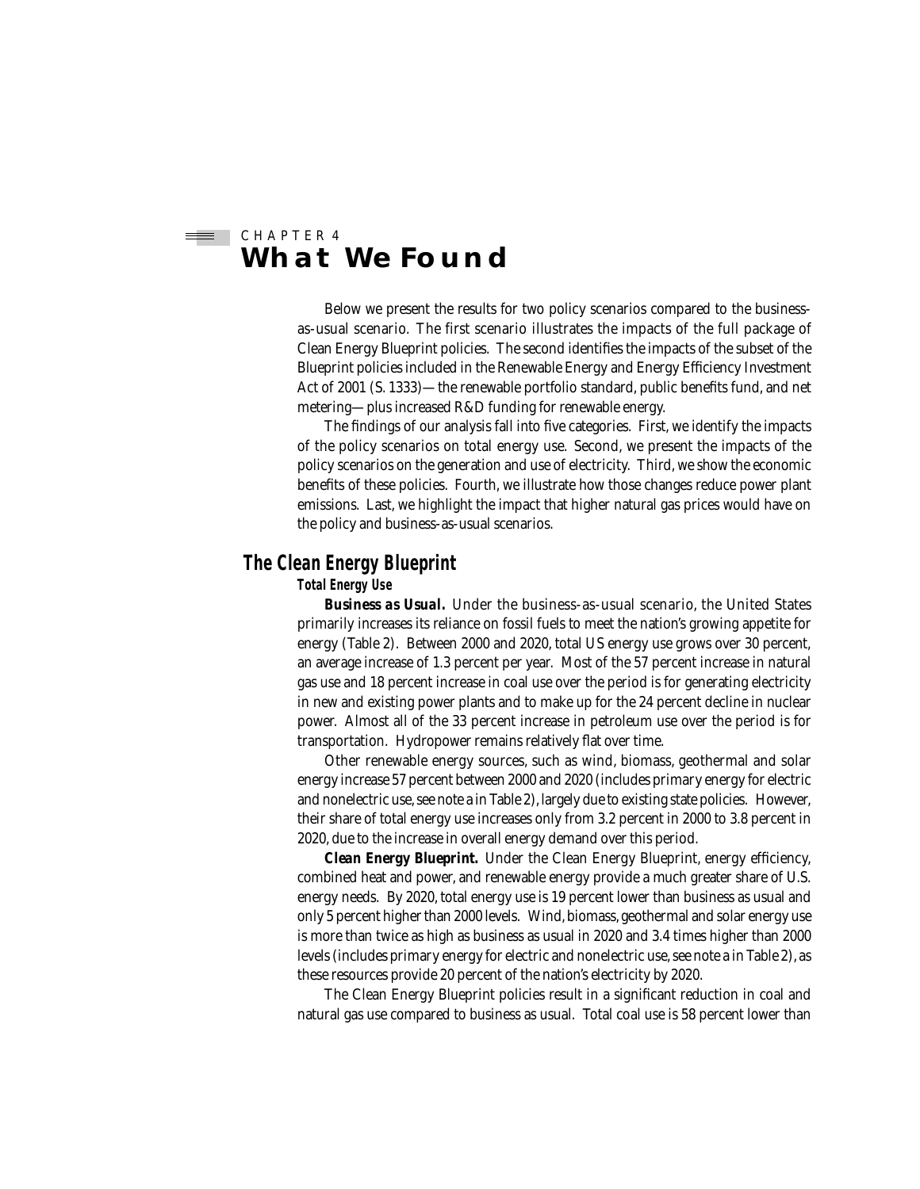CHAPTER 4

# What We Found

Below we present the results for two policy scenarios compared to the business-as-usual scenario. The first scenario illustrates the impacts of the full package of Clean Energy Blueprint policies. The second identifies the impacts of the subset of the Blueprint policies included in the Renewable Energy and Energy Efficiency Investment Act of 2001 (S. 1333)—the renewable portfolio standard, public benefits fund, and net metering—plus increased R&D funding for renewable energy.

The findings of our analysis fall into five categories. First, we identify the impacts of the policy scenarios on total energy use. Second, we present the impacts of the policy scenarios on the generation and use of electricity. Third, we show the economic benefits of these policies. Fourth, we illustrate how those changes reduce power plant emissions. Last, we highlight the impact that higher natural gas prices would have on the policy and business-as-usual scenarios.

## The Clean Energy Blueprint

### Total Energy Use

***Business as Usual.*** Under the business-as-usual scenario, the United States primarily increases its reliance on fossil fuels to meet the nation's growing appetite for energy (Table 2). Between 2000 and 2020, total US energy use grows over 30 percent, an average increase of 1.3 percent per year. Most of the 57 percent increase in natural gas use and 18 percent increase in coal use over the period is for generating electricity in new and existing power plants and to make up for the 24 percent decline in nuclear power. Almost all of the 33 percent increase in petroleum use over the period is for transportation. Hydropower remains relatively flat over time.

Other renewable energy sources, such as wind, biomass, geothermal and solar energy increase 57 percent between 2000 and 2020 (includes primary energy for electric and nonelectric use, see note a in Table 2), largely due to existing state policies. However, their share of total energy use increases only from 3.2 percent in 2000 to 3.8 percent in 2020, due to the increase in overall energy demand over this period.

***Clean Energy Blueprint.*** Under the Clean Energy Blueprint, energy efficiency, combined heat and power, and renewable energy provide a much greater share of U.S. energy needs. By 2020, total energy use is 19 percent lower than business as usual and only 5 percent higher than 2000 levels. Wind, biomass, geothermal and solar energy use is more than twice as high as business as usual in 2020 and 3.4 times higher than 2000 levels (includes primary energy for electric and nonelectric use, see note a in Table 2), as these resources provide 20 percent of the nation's electricity by 2020.

The Clean Energy Blueprint policies result in a significant reduction in coal and natural gas use compared to business as usual. Total coal use is 58 percent lower than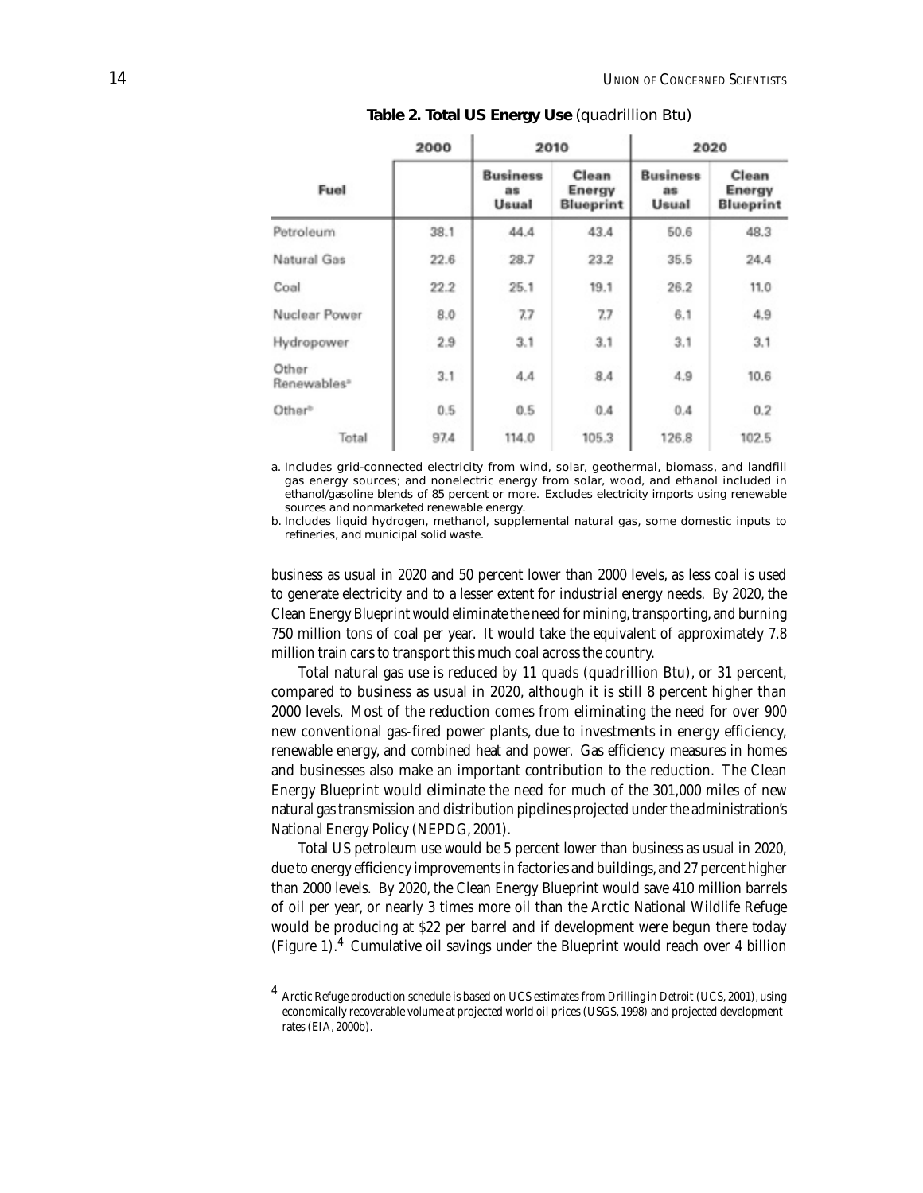**Table 2. Total US Energy Use** (quadrillion Btu)

| Fuel | 2000 | 2010 | | 2020 | |
|---|---|---|---|---|---|
| | | Business as Usual | Clean Energy Blueprint | Business as Usual | Clean Energy Blueprint |
| Petroleum | 38.1 | 44.4 | 43.4 | 50.6 | 48.3 |
| Natural Gas | 22.6 | 28.7 | 23.2 | 35.5 | 24.4 |
| Coal | 22.2 | 25.1 | 19.1 | 26.2 | 11.0 |
| Nuclear Power | 8.0 | 7.7 | 7.7 | 6.1 | 4.9 |
| Hydropower | 2.9 | 3.1 | 3.1 | 3.1 | 3.1 |
| Other Renewables[a] | 3.1 | 4.4 | 8.4 | 4.9 | 10.6 |
| Other[b] | 0.5 | 0.5 | 0.4 | 0.4 | 0.2 |
| Total | 97.4 | 114.0 | 105.3 | 126.8 | 102.5 |

a. Includes grid-connected electricity from wind, solar, geothermal, biomass, and landfill gas energy sources; and nonelectric energy from solar, wood, and ethanol included in ethanol/gasoline blends of 85 percent or more. Excludes electricity imports using renewable sources and nonmarketed renewable energy.

b. Includes liquid hydrogen, methanol, supplemental natural gas, some domestic inputs to refineries, and municipal solid waste.

business as usual in 2020 and 50 percent lower than 2000 levels, as less coal is used to generate electricity and to a lesser extent for industrial energy needs. By 2020, the Clean Energy Blueprint would eliminate the need for mining, transporting, and burning 750 million tons of coal per year. It would take the equivalent of approximately 7.8 million train cars to transport this much coal across the country.

Total natural gas use is reduced by 11 quads (quadrillion Btu), or 31 percent, compared to business as usual in 2020, although it is still 8 percent higher than 2000 levels. Most of the reduction comes from eliminating the need for over 900 new conventional gas-fired power plants, due to investments in energy efficiency, renewable energy, and combined heat and power. Gas efficiency measures in homes and businesses also make an important contribution to the reduction. The Clean Energy Blueprint would eliminate the need for much of the 301,000 miles of new natural gas transmission and distribution pipelines projected under the administration's National Energy Policy (NEPDG, 2001).

Total US petroleum use would be 5 percent lower than business as usual in 2020, due to energy efficiency improvements in factories and buildings, and 27 percent higher than 2000 levels. By 2020, the Clean Energy Blueprint would save 410 million barrels of oil per year, or nearly 3 times more oil than the Arctic National Wildlife Refuge would be producing at $22 per barrel and if development were begun there today (Figure 1).[4] Cumulative oil savings under the Blueprint would reach over 4 billion

[4] Arctic Refuge production schedule is based on UCS estimates from *Drilling in Detroit* (UCS, 2001), using economically recoverable volume at projected world oil prices (USGS, 1998) and projected development rates (EIA, 2000b).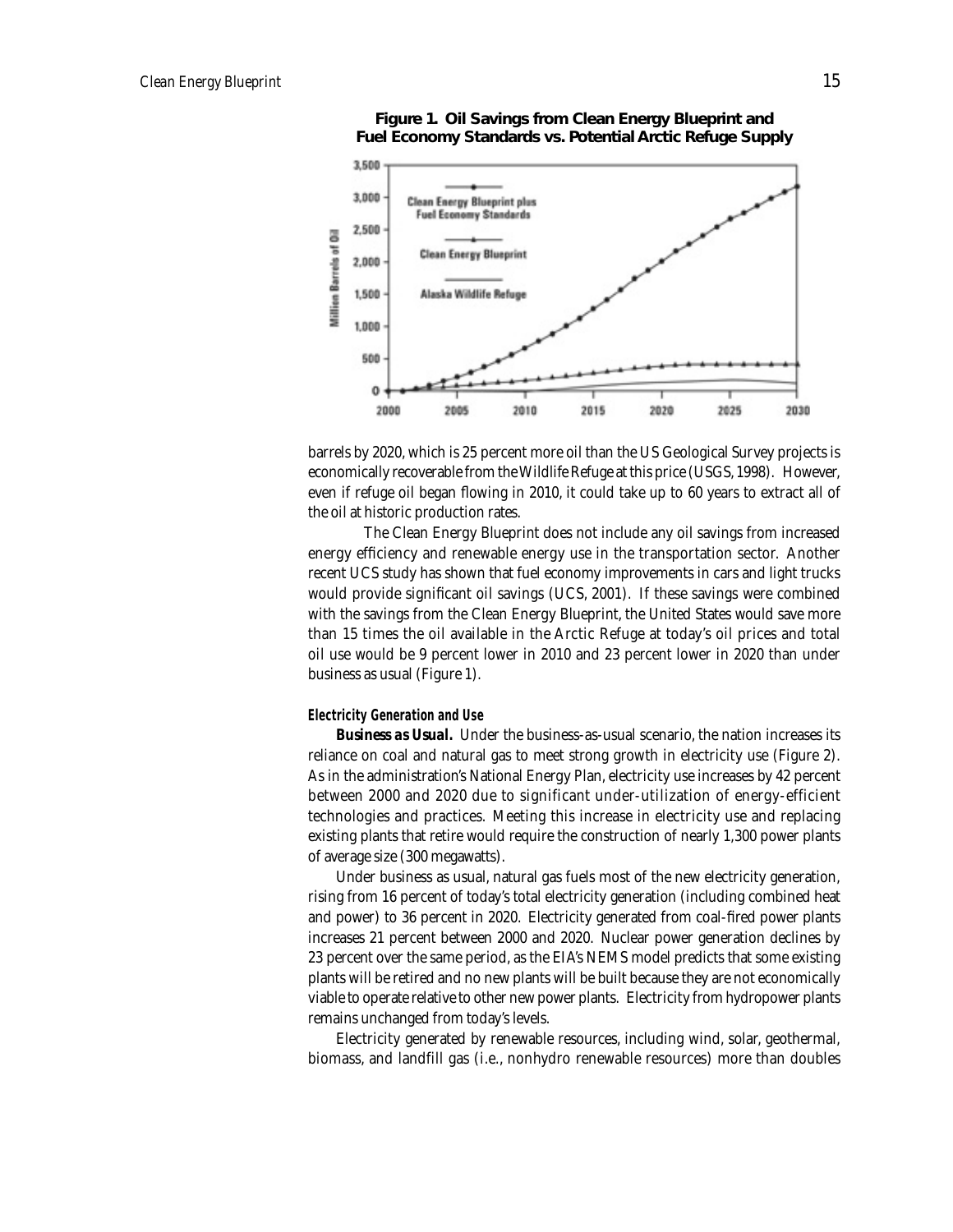**Figure 1. Oil Savings from Clean Energy Blueprint and Fuel Economy Standards vs. Potential Arctic Refuge Supply**

barrels by 2020, which is 25 percent more oil than the US Geological Survey projects is economically recoverable from the Wildlife Refuge at this price (USGS, 1998). However, even if refuge oil began flowing in 2010, it could take up to 60 years to extract all of the oil at historic production rates.

The Clean Energy Blueprint does not include any oil savings from increased energy efficiency and renewable energy use in the transportation sector. Another recent UCS study has shown that fuel economy improvements in cars and light trucks would provide significant oil savings (UCS, 2001). If these savings were combined with the savings from the Clean Energy Blueprint, the United States would save more than 15 times the oil available in the Arctic Refuge at today's oil prices and total oil use would be 9 percent lower in 2010 and 23 percent lower in 2020 than under business as usual (Figure 1).

#### *Electricity Generation and Use*

***Business as Usual.*** Under the business-as-usual scenario, the nation increases its reliance on coal and natural gas to meet strong growth in electricity use (Figure 2). As in the administration's National Energy Plan, electricity use increases by 42 percent between 2000 and 2020 due to significant under-utilization of energy-efficient technologies and practices. Meeting this increase in electricity use and replacing existing plants that retire would require the construction of nearly 1,300 power plants of average size (300 megawatts).

Under business as usual, natural gas fuels most of the new electricity generation, rising from 16 percent of today's total electricity generation (including combined heat and power) to 36 percent in 2020. Electricity generated from coal-fired power plants increases 21 percent between 2000 and 2020. Nuclear power generation declines by 23 percent over the same period, as the EIA's NEMS model predicts that some existing plants will be retired and no new plants will be built because they are not economically viable to operate relative to other new power plants. Electricity from hydropower plants remains unchanged from today's levels.

Electricity generated by renewable resources, including wind, solar, geothermal, biomass, and landfill gas (i.e., nonhydro renewable resources) more than doubles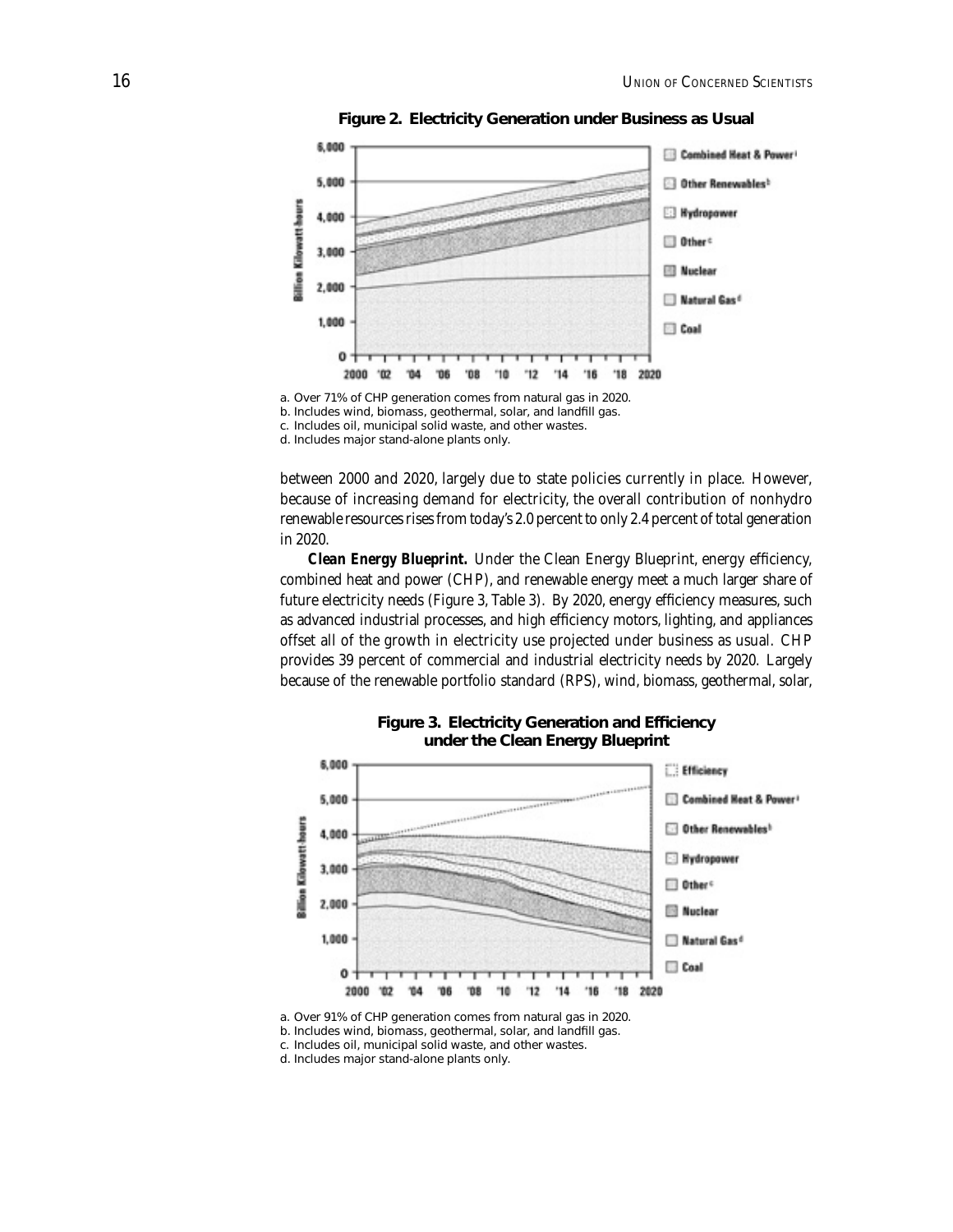**Figure 2. Electricity Generation under Business as Usual**

a. Over 71% of CHP generation comes from natural gas in 2020.
b. Includes wind, biomass, geothermal, solar, and landfill gas.
c. Includes oil, municipal solid waste, and other wastes.
d. Includes major stand-alone plants only.

between 2000 and 2020, largely due to state policies currently in place. However, because of increasing demand for electricity, the overall contribution of nonhydro renewable resources rises from today's 2.0 percent to only 2.4 percent of total generation in 2020.

***Clean Energy Blueprint.*** Under the Clean Energy Blueprint, energy efficiency, combined heat and power (CHP), and renewable energy meet a much larger share of future electricity needs (Figure 3, Table 3). By 2020, energy efficiency measures, such as advanced industrial processes, and high efficiency motors, lighting, and appliances offset all of the growth in electricity use projected under business as usual. CHP provides 39 percent of commercial and industrial electricity needs by 2020. Largely because of the renewable portfolio standard (RPS), wind, biomass, geothermal, solar,

**Figure 3. Electricity Generation and Efficiency under the Clean Energy Blueprint**

a. Over 91% of CHP generation comes from natural gas in 2020.
b. Includes wind, biomass, geothermal, solar, and landfill gas.
c. Includes oil, municipal solid waste, and other wastes.
d. Includes major stand-alone plants only.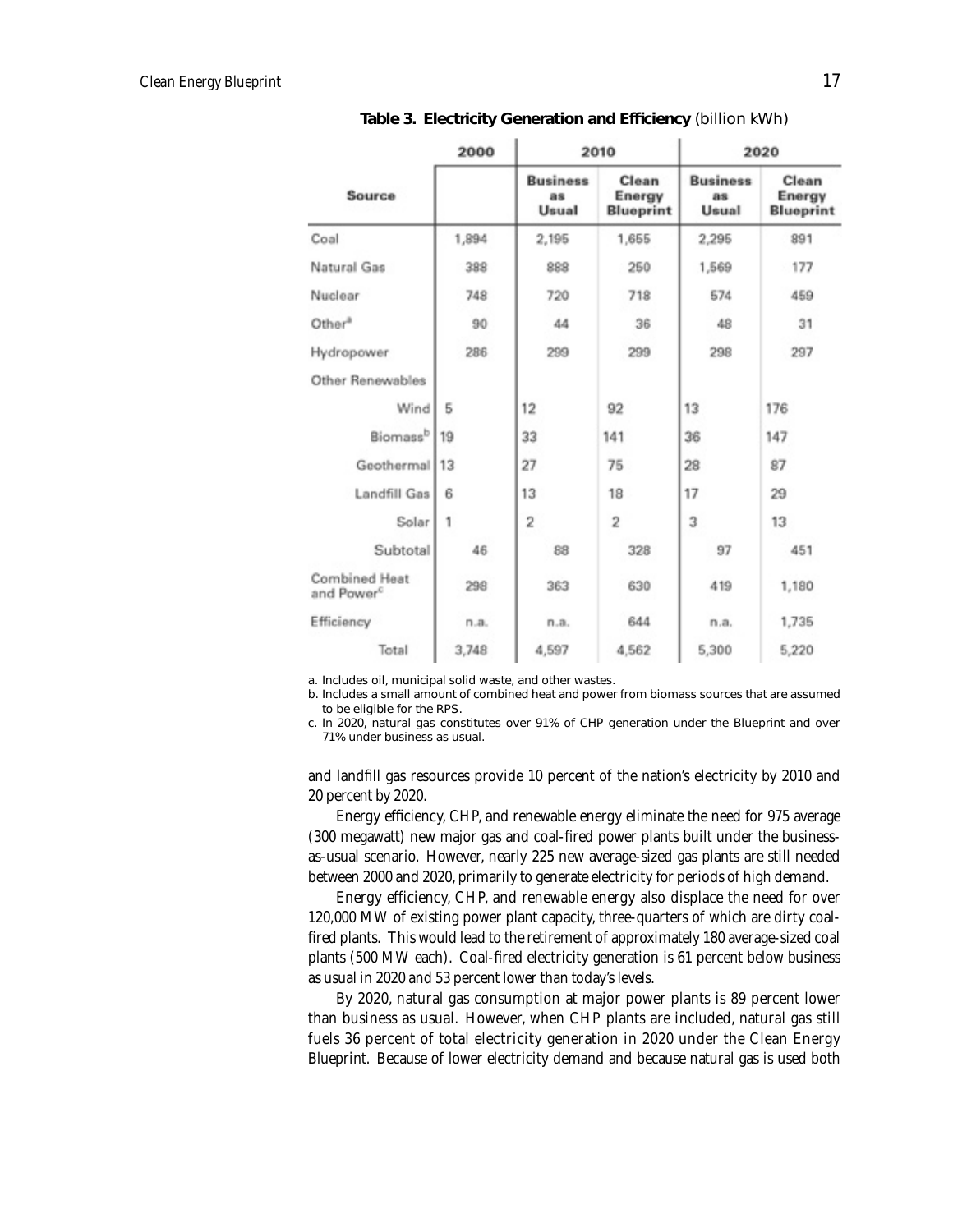**Table 3. Electricity Generation and Efficiency** (billion kWh)

| Source | 2000 | 2010 | | 2020 | |
|---|---|---|---|---|---|
| | | Business as Usual | Clean Energy Blueprint | Business as Usual | Clean Energy Blueprint |
| Coal | 1,894 | 2,195 | 1,655 | 2,295 | 891 |
| Natural Gas | 388 | 888 | 250 | 1,569 | 177 |
| Nuclear | 748 | 720 | 718 | 574 | 459 |
| Other[a] | 90 | 44 | 36 | 48 | 31 |
| Hydropower | 286 | 299 | 299 | 298 | 297 |
| Other Renewables | | | | | |
| Wind | 5 | 12 | 92 | 13 | 176 |
| Biomass[b] | 19 | 33 | 141 | 36 | 147 |
| Geothermal | 13 | 27 | 75 | 28 | 87 |
| Landfill Gas | 6 | 13 | 18 | 17 | 29 |
| Solar | 1 | 2 | 2 | 3 | 13 |
| Subtotal | 46 | 88 | 328 | 97 | 451 |
| Combined Heat and Power[c] | 298 | 363 | 630 | 419 | 1,180 |
| Efficiency | n.a. | n.a. | 644 | n.a. | 1,735 |
| Total | 3,748 | 4,597 | 4,562 | 5,300 | 5,220 |

a. Includes oil, municipal solid waste, and other wastes.

b. Includes a small amount of combined heat and power from biomass sources that are assumed to be eligible for the RPS.

c. In 2020, natural gas constitutes over 91% of CHP generation under the Blueprint and over 71% under business as usual.

and landfill gas resources provide 10 percent of the nation's electricity by 2010 and 20 percent by 2020.

Energy efficiency, CHP, and renewable energy eliminate the need for 975 average (300 megawatt) new major gas and coal-fired power plants built under the business-as-usual scenario. However, nearly 225 new average-sized gas plants are still needed between 2000 and 2020, primarily to generate electricity for periods of high demand.

Energy efficiency, CHP, and renewable energy also displace the need for over 120,000 MW of existing power plant capacity, three-quarters of which are dirty coal-fired plants. This would lead to the retirement of approximately 180 average-sized coal plants (500 MW each). Coal-fired electricity generation is 61 percent below business as usual in 2020 and 53 percent lower than today's levels.

By 2020, natural gas consumption at major power plants is 89 percent lower than business as usual. However, when CHP plants are included, natural gas still fuels 36 percent of total electricity generation in 2020 under the Clean Energy Blueprint. Because of lower electricity demand and because natural gas is used both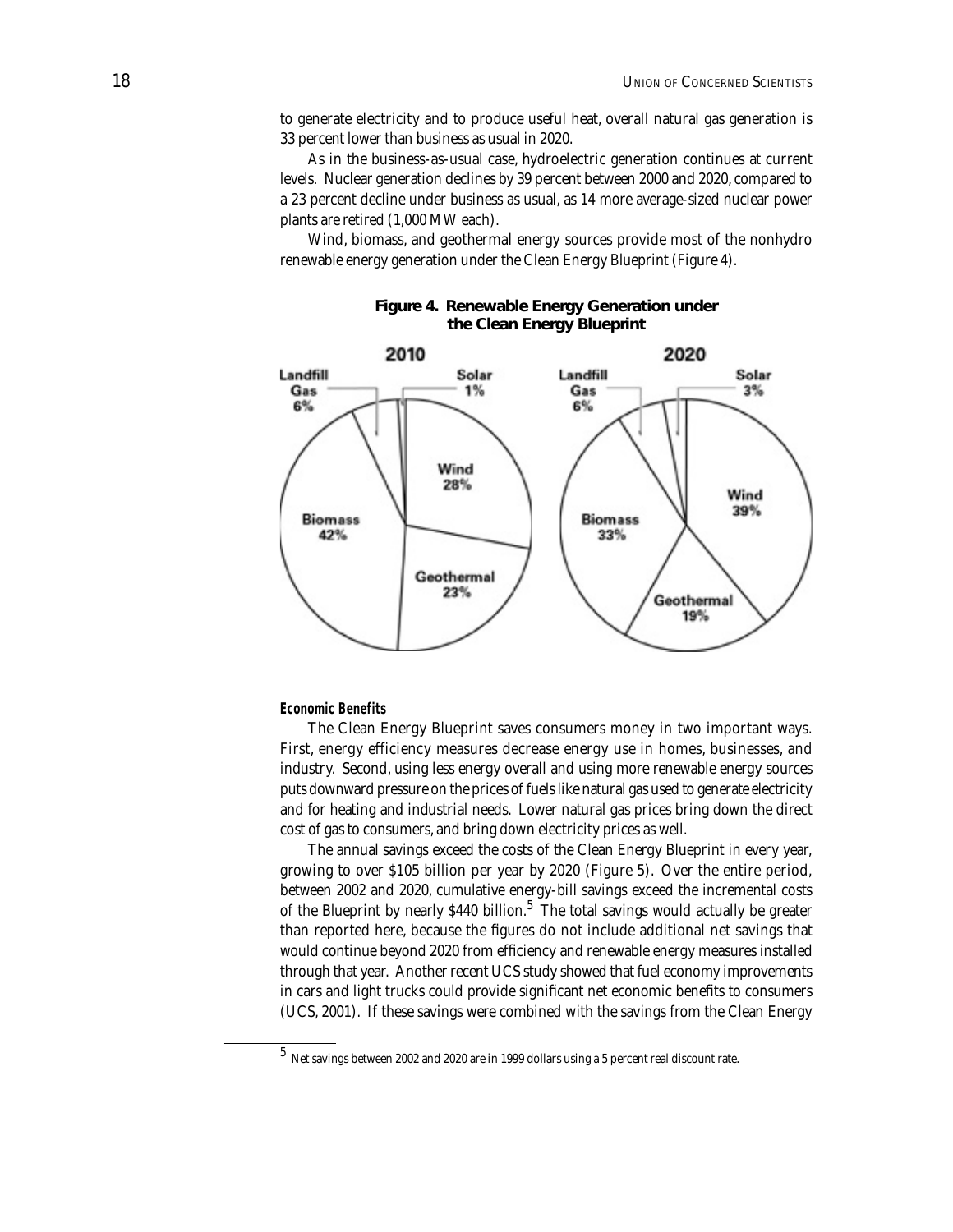to generate electricity and to produce useful heat, overall natural gas generation is 33 percent lower than business as usual in 2020.

As in the business-as-usual case, hydroelectric generation continues at current levels. Nuclear generation declines by 39 percent between 2000 and 2020, compared to a 23 percent decline under business as usual, as 14 more average-sized nuclear power plants are retired (1,000 MW each).

Wind, biomass, and geothermal energy sources provide most of the nonhydro renewable energy generation under the Clean Energy Blueprint (Figure 4).

**Figure 4. Renewable Energy Generation under the Clean Energy Blueprint**

| Source | 2010 | 2020 |
|---|---|---|
| Wind | 28% | 39% |
| Geothermal | 23% | 19% |
| Biomass | 42% | 33% |
| Landfill Gas | 6% | 6% |
| Solar | 1% | 3% |

#### Economic Benefits

The Clean Energy Blueprint saves consumers money in two important ways. First, energy efficiency measures decrease energy use in homes, businesses, and industry. Second, using less energy overall and using more renewable energy sources puts downward pressure on the prices of fuels like natural gas used to generate electricity and for heating and industrial needs. Lower natural gas prices bring down the direct cost of gas to consumers, and bring down electricity prices as well.

The annual savings exceed the costs of the Clean Energy Blueprint in every year, growing to over $105 billion per year by 2020 (Figure 5). Over the entire period, between 2002 and 2020, cumulative energy-bill savings exceed the incremental costs of the Blueprint by nearly $440 billion.[5] The total savings would actually be greater than reported here, because the figures do not include additional net savings that would continue beyond 2020 from efficiency and renewable energy measures installed through that year. Another recent UCS study showed that fuel economy improvements in cars and light trucks could provide significant net economic benefits to consumers (UCS, 2001). If these savings were combined with the savings from the Clean Energy

[5] Net savings between 2002 and 2020 are in 1999 dollars using a 5 percent real discount rate.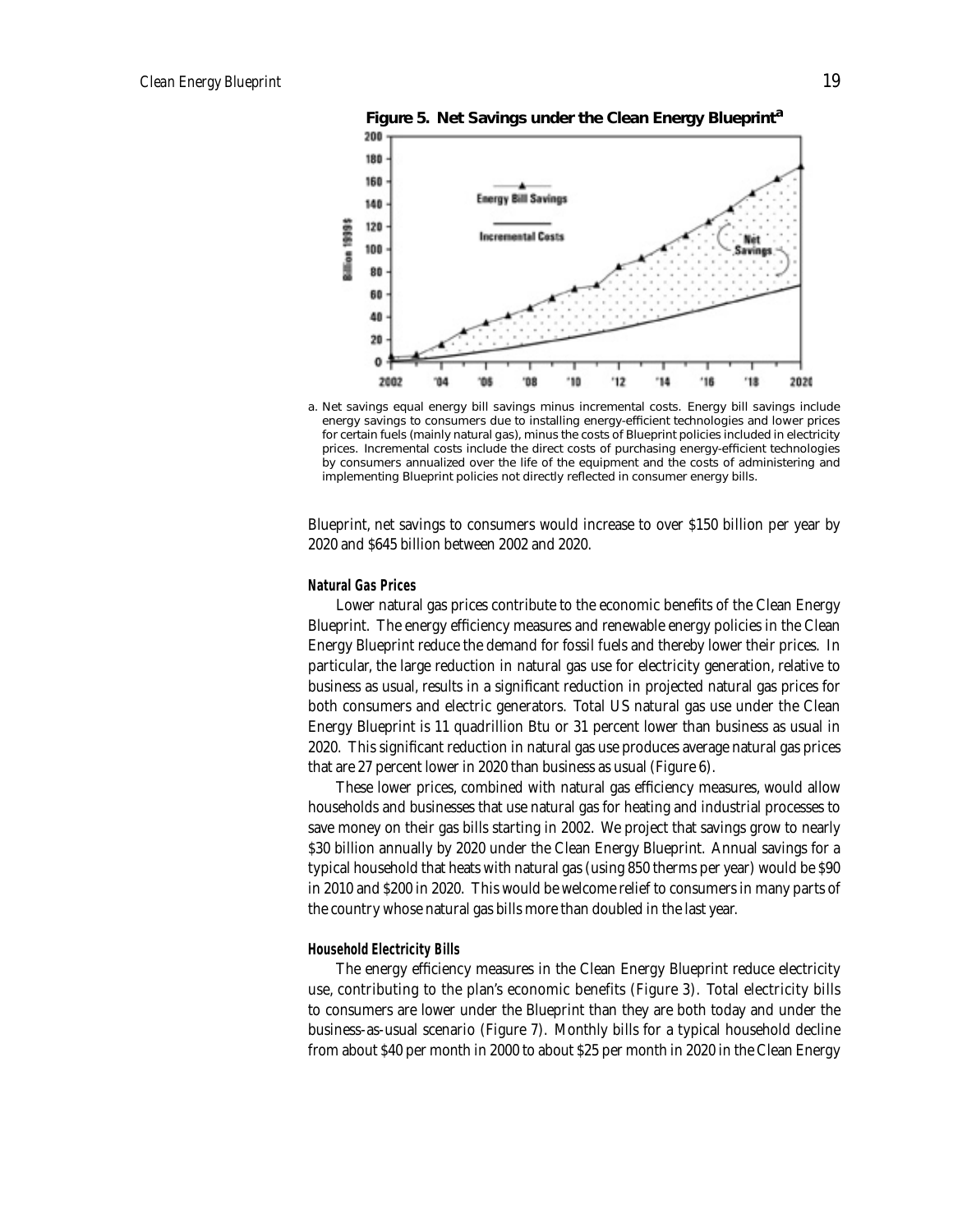**Figure 5. Net Savings under the Clean Energy Blueprint[a]**

a. Net savings equal energy bill savings minus incremental costs. Energy bill savings include energy savings to consumers due to installing energy-efficient technologies and lower prices for certain fuels (mainly natural gas), minus the costs of Blueprint policies included in electricity prices. Incremental costs include the direct costs of purchasing energy-efficient technologies by consumers annualized over the life of the equipment and the costs of administering and implementing Blueprint policies not directly reflected in consumer energy bills.

Blueprint, net savings to consumers would increase to over $150 billion per year by 2020 and $645 billion between 2002 and 2020.

#### Natural Gas Prices

Lower natural gas prices contribute to the economic benefits of the Clean Energy Blueprint. The energy efficiency measures and renewable energy policies in the Clean Energy Blueprint reduce the demand for fossil fuels and thereby lower their prices. In particular, the large reduction in natural gas use for electricity generation, relative to business as usual, results in a significant reduction in projected natural gas prices for both consumers and electric generators. Total US natural gas use under the Clean Energy Blueprint is 11 quadrillion Btu or 31 percent lower than business as usual in 2020. This significant reduction in natural gas use produces average natural gas prices that are 27 percent lower in 2020 than business as usual (Figure 6).

These lower prices, combined with natural gas efficiency measures, would allow households and businesses that use natural gas for heating and industrial processes to save money on their gas bills starting in 2002. We project that savings grow to nearly $30 billion annually by 2020 under the Clean Energy Blueprint. Annual savings for a typical household that heats with natural gas (using 850 therms per year) would be $90 in 2010 and $200 in 2020. This would be welcome relief to consumers in many parts of the country whose natural gas bills more than doubled in the last year.

#### Household Electricity Bills

The energy efficiency measures in the Clean Energy Blueprint reduce electricity use, contributing to the plan's economic benefits (Figure 3). Total electricity bills to consumers are lower under the Blueprint than they are both today and under the business-as-usual scenario (Figure 7). Monthly bills for a typical household decline from about $40 per month in 2000 to about $25 per month in 2020 in the Clean Energy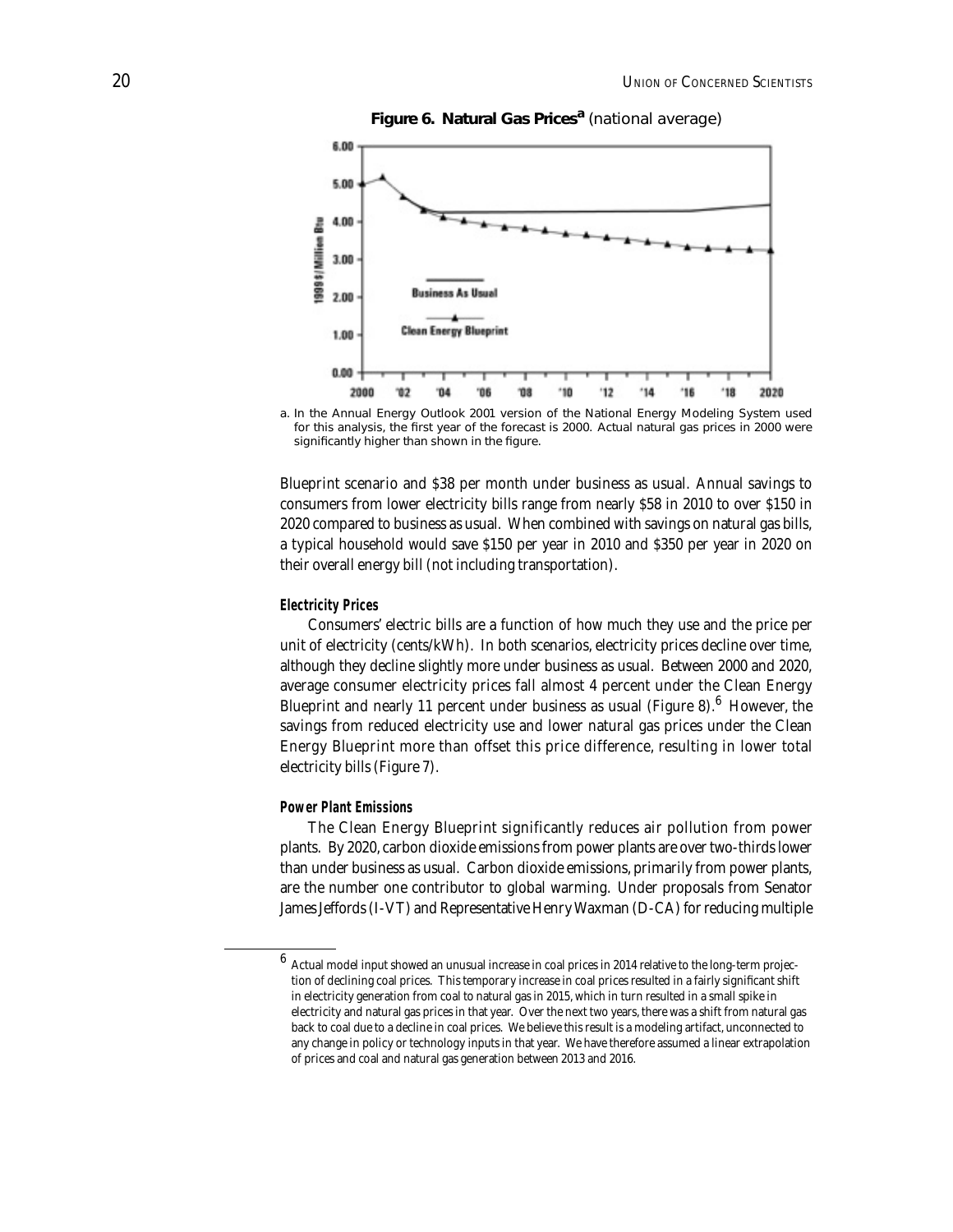**Figure 6. Natural Gas Prices[a]** (national average)

a. In the Annual Energy Outlook 2001 version of the National Energy Modeling System used for this analysis, the first year of the forecast is 2000. Actual natural gas prices in 2000 were significantly higher than shown in the figure.

Blueprint scenario and $38 per month under business as usual. Annual savings to consumers from lower electricity bills range from nearly $58 in 2010 to over $150 in 2020 compared to business as usual. When combined with savings on natural gas bills, a typical household would save $150 per year in 2010 and $350 per year in 2020 on their overall energy bill (not including transportation).

#### *Electricity Prices*

Consumers' electric bills are a function of how much they use and the price per unit of electricity (cents/kWh). In both scenarios, electricity prices decline over time, although they decline slightly more under business as usual. Between 2000 and 2020, average consumer electricity prices fall almost 4 percent under the Clean Energy Blueprint and nearly 11 percent under business as usual (Figure 8).[6] However, the savings from reduced electricity use and lower natural gas prices under the Clean Energy Blueprint more than offset this price difference, resulting in lower total electricity bills (Figure 7).

#### *Power Plant Emissions*

The Clean Energy Blueprint significantly reduces air pollution from power plants. By 2020, carbon dioxide emissions from power plants are over two-thirds lower than under business as usual. Carbon dioxide emissions, primarily from power plants, are the number one contributor to global warming. Under proposals from Senator James Jeffords (I-VT) and Representative Henry Waxman (D-CA) for reducing multiple

---

[6] Actual model input showed an unusual increase in coal prices in 2014 relative to the long-term projection of declining coal prices. This temporary increase in coal prices resulted in a fairly significant shift in electricity generation from coal to natural gas in 2015, which in turn resulted in a small spike in electricity and natural gas prices in that year. Over the next two years, there was a shift from natural gas back to coal due to a decline in coal prices. We believe this result is a modeling artifact, unconnected to any change in policy or technology inputs in that year. We have therefore assumed a linear extrapolation of prices and coal and natural gas generation between 2013 and 2016.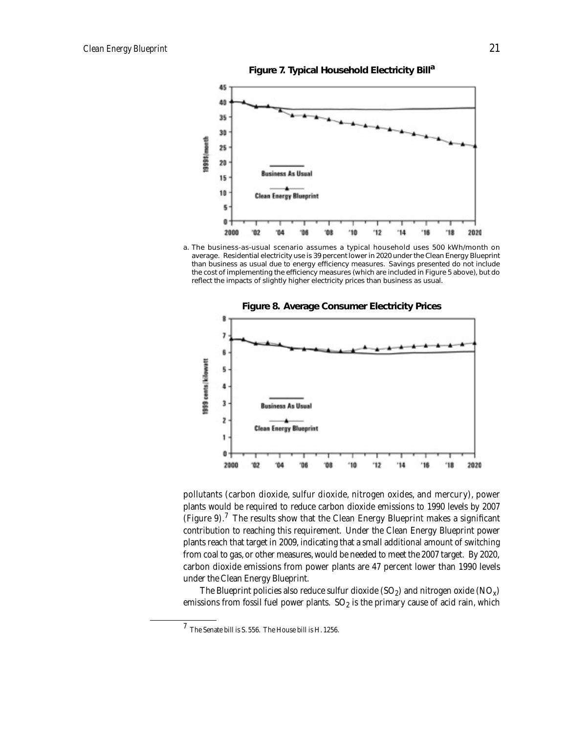**Figure 7. Typical Household Electricity Bill[a]**

a. The business-as-usual scenario assumes a typical household uses 500 kWh/month on average. Residential electricity use is 39 percent lower in 2020 under the Clean Energy Blueprint than business as usual due to energy efficiency measures. Savings presented do not include the cost of implementing the efficiency measures (which are included in Figure 5 above), but do reflect the impacts of slightly higher electricity prices than business as usual.

**Figure 8. Average Consumer Electricity Prices**

pollutants (carbon dioxide, sulfur dioxide, nitrogen oxides, and mercury), power plants would be required to reduce carbon dioxide emissions to 1990 levels by 2007 (Figure 9).[7] The results show that the Clean Energy Blueprint makes a significant contribution to reaching this requirement. Under the Clean Energy Blueprint power plants reach that target in 2009, indicating that a small additional amount of switching from coal to gas, or other measures, would be needed to meet the 2007 target. By 2020, carbon dioxide emissions from power plants are 47 percent lower than 1990 levels under the Clean Energy Blueprint.

The Blueprint policies also reduce sulfur dioxide ($SO_2$) and nitrogen oxide ($NO_x$) emissions from fossil fuel power plants. $SO_2$ is the primary cause of acid rain, which

---

[7] The Senate bill is S. 556. The House bill is H. 1256.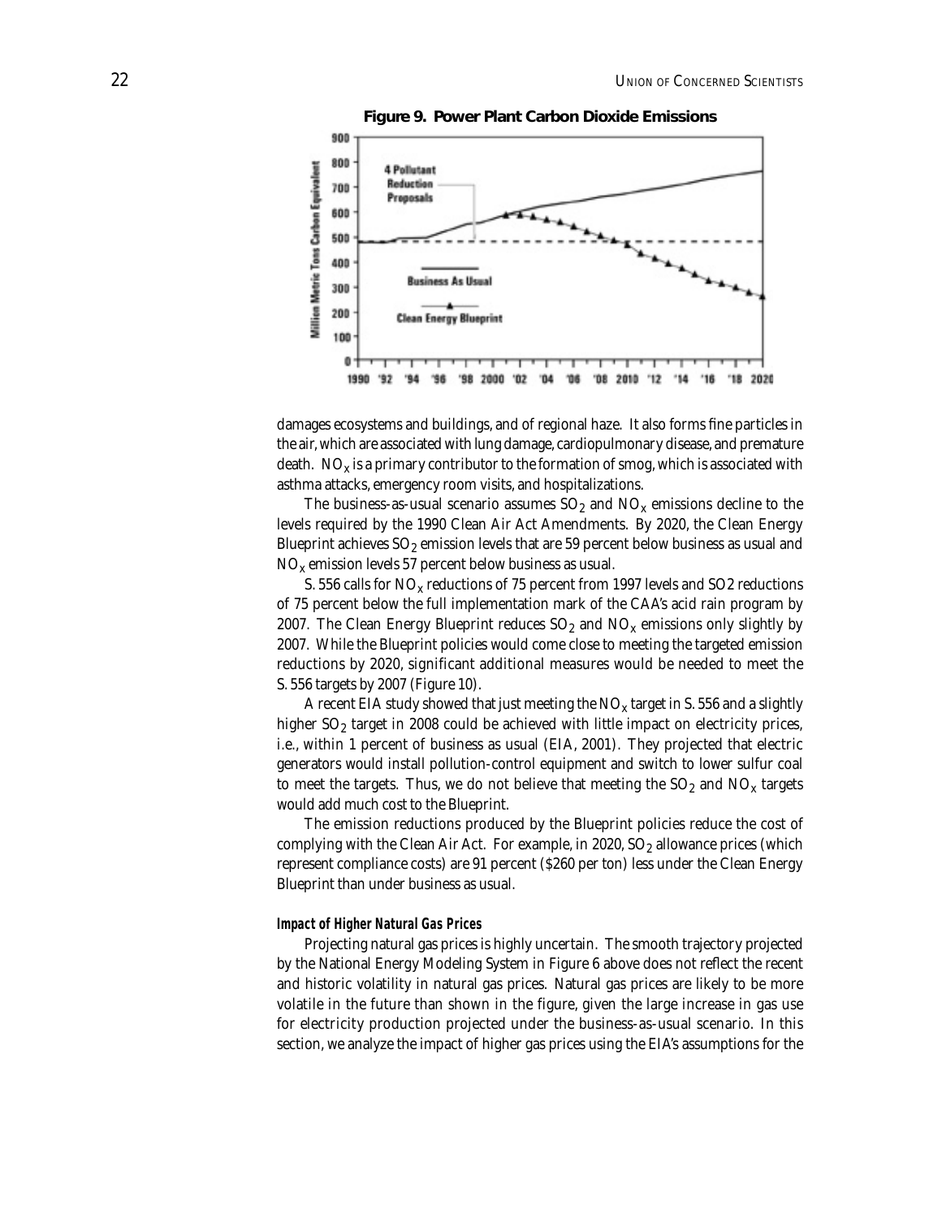**Figure 9. Power Plant Carbon Dioxide Emissions**

damages ecosystems and buildings, and of regional haze. It also forms fine particles in the air, which are associated with lung damage, cardiopulmonary disease, and premature death. $NO_x$ is a primary contributor to the formation of smog, which is associated with asthma attacks, emergency room visits, and hospitalizations.

The business-as-usual scenario assumes $SO_2$ and $NO_x$ emissions decline to the levels required by the 1990 Clean Air Act Amendments. By 2020, the Clean Energy Blueprint achieves $SO_2$ emission levels that are 59 percent below business as usual and $NO_x$ emission levels 57 percent below business as usual.

S. 556 calls for $NO_x$ reductions of 75 percent from 1997 levels and SO2 reductions of 75 percent below the full implementation mark of the CAA's acid rain program by 2007. The Clean Energy Blueprint reduces $SO_2$ and $NO_x$ emissions only slightly by 2007. While the Blueprint policies would come close to meeting the targeted emission reductions by 2020, significant additional measures would be needed to meet the S. 556 targets by 2007 (Figure 10).

A recent EIA study showed that just meeting the $NO_x$ target in S. 556 and a slightly higher $SO_2$ target in 2008 could be achieved with little impact on electricity prices, i.e., within 1 percent of business as usual (EIA, 2001). They projected that electric generators would install pollution-control equipment and switch to lower sulfur coal to meet the targets. Thus, we do not believe that meeting the $SO_2$ and $NO_x$ targets would add much cost to the Blueprint.

The emission reductions produced by the Blueprint policies reduce the cost of complying with the Clean Air Act. For example, in 2020, $SO_2$ allowance prices (which represent compliance costs) are 91 percent ($260 per ton) less under the Clean Energy Blueprint than under business as usual.

#### *Impact of Higher Natural Gas Prices*

Projecting natural gas prices is highly uncertain. The smooth trajectory projected by the National Energy Modeling System in Figure 6 above does not reflect the recent and historic volatility in natural gas prices. Natural gas prices are likely to be more volatile in the future than shown in the figure, given the large increase in gas use for electricity production projected under the business-as-usual scenario. In this section, we analyze the impact of higher gas prices using the EIA's assumptions for the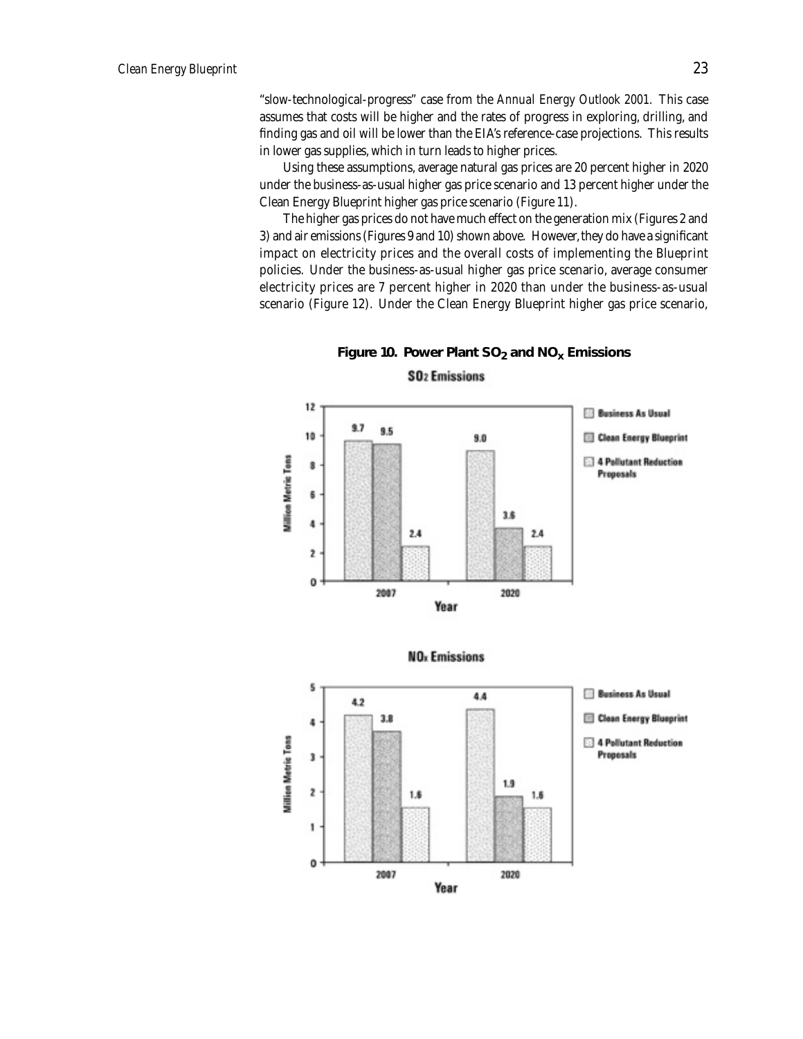"slow-technological-progress" case from the *Annual Energy Outlook 2001*. This case assumes that costs will be higher and the rates of progress in exploring, drilling, and finding gas and oil will be lower than the EIA's reference-case projections. This results in lower gas supplies, which in turn leads to higher prices.

Using these assumptions, average natural gas prices are 20 percent higher in 2020 under the business-as-usual higher gas price scenario and 13 percent higher under the Clean Energy Blueprint higher gas price scenario (Figure 11).

The higher gas prices do not have much effect on the generation mix (Figures 2 and 3) and air emissions (Figures 9 and 10) shown above. However, they do have a significant impact on electricity prices and the overall costs of implementing the Blueprint policies. Under the business-as-usual higher gas price scenario, average consumer electricity prices are 7 percent higher in 2020 than under the business-as-usual scenario (Figure 12). Under the Clean Energy Blueprint higher gas price scenario,

**Figure 10. Power Plant $SO_2$ and $NO_x$ Emissions**

**$SO_2$ Emissions** (Million Metric Tons)

| Year | Business As Usual | Clean Energy Blueprint | 4 Pollutant Reduction Proposals |
| --- | --- | --- | --- |
| 2007 | 9.7 | 9.5 | 2.4 |
| 2020 | 9.0 | 3.6 | 2.4 |

**$NO_x$ Emissions** (Million Metric Tons)

| Year | Business As Usual | Clean Energy Blueprint | 4 Pollutant Reduction Proposals |
| --- | --- | --- | --- |
| 2007 | 4.2 | 3.8 | 1.6 |
| 2020 | 4.4 | 1.9 | 1.6 |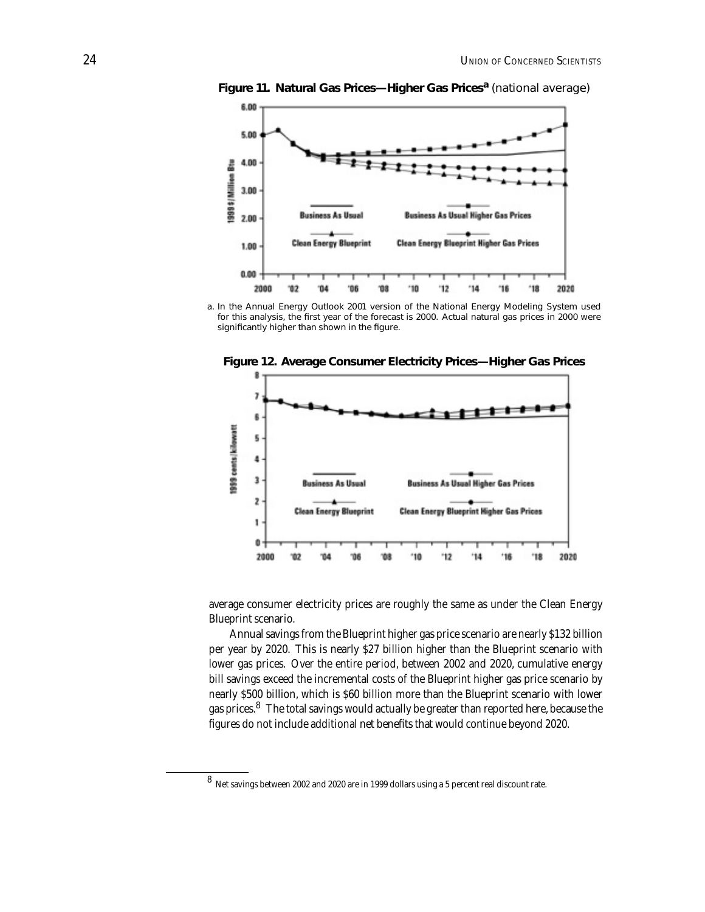**Figure 11. Natural Gas Prices—Higher Gas Prices[a]** (national average)

a. In the Annual Energy Outlook 2001 version of the National Energy Modeling System used for this analysis, the first year of the forecast is 2000. Actual natural gas prices in 2000 were significantly higher than shown in the figure.

**Figure 12. Average Consumer Electricity Prices—Higher Gas Prices**

average consumer electricity prices are roughly the same as under the Clean Energy Blueprint scenario.

Annual savings from the Blueprint higher gas price scenario are nearly $132 billion per year by 2020. This is nearly $27 billion higher than the Blueprint scenario with lower gas prices. Over the entire period, between 2002 and 2020, cumulative energy bill savings exceed the incremental costs of the Blueprint higher gas price scenario by nearly $500 billion, which is $60 billion more than the Blueprint scenario with lower gas prices.[8] The total savings would actually be greater than reported here, because the figures do not include additional net benefits that would continue beyond 2020.

---

[8] Net savings between 2002 and 2020 are in 1999 dollars using a 5 percent real discount rate.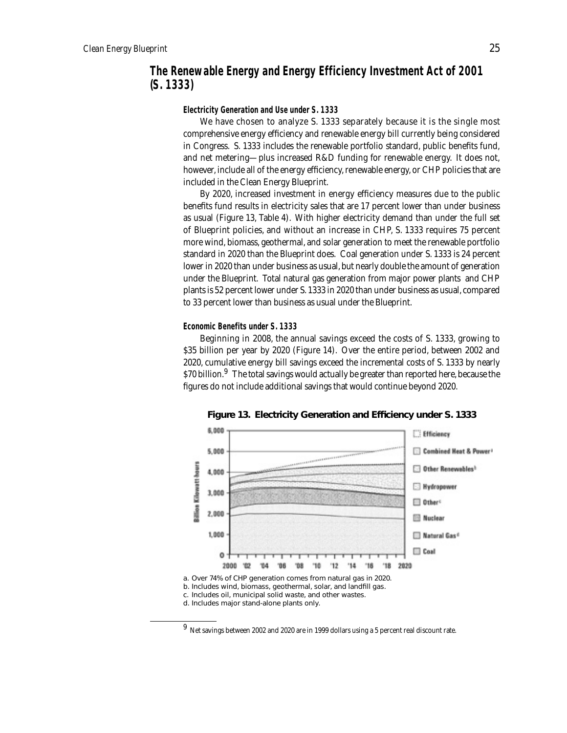## The Renewable Energy and Energy Efficiency Investment Act of 2001 (S. 1333)

### Electricity Generation and Use under S. 1333

We have chosen to analyze S. 1333 separately because it is the single most comprehensive energy efficiency and renewable energy bill currently being considered in Congress. S. 1333 includes the renewable portfolio standard, public benefits fund, and net metering—plus increased R&D funding for renewable energy. It does not, however, include all of the energy efficiency, renewable energy, or CHP policies that are included in the Clean Energy Blueprint.

By 2020, increased investment in energy efficiency measures due to the public benefits fund results in electricity sales that are 17 percent lower than under business as usual (Figure 13, Table 4). With higher electricity demand than under the full set of Blueprint policies, and without an increase in CHP, S. 1333 requires 75 percent more wind, biomass, geothermal, and solar generation to meet the renewable portfolio standard in 2020 than the Blueprint does. Coal generation under S. 1333 is 24 percent lower in 2020 than under business as usual, but nearly double the amount of generation under the Blueprint. Total natural gas generation from major power plants and CHP plants is 52 percent lower under S. 1333 in 2020 than under business as usual, compared to 33 percent lower than business as usual under the Blueprint.

### Economic Benefits under S. 1333

Beginning in 2008, the annual savings exceed the costs of S. 1333, growing to $35 billion per year by 2020 (Figure 14). Over the entire period, between 2002 and 2020, cumulative energy bill savings exceed the incremental costs of S. 1333 by nearly $70 billion.[9] The total savings would actually be greater than reported here, because the figures do not include additional savings that would continue beyond 2020.

**Figure 13. Electricity Generation and Efficiency under S. 1333**

a. Over 74% of CHP generation comes from natural gas in 2020.
b. Includes wind, biomass, geothermal, solar, and landfill gas.
c. Includes oil, municipal solid waste, and other wastes.
d. Includes major stand-alone plants only.

[9] Net savings between 2002 and 2020 are in 1999 dollars using a 5 percent real discount rate.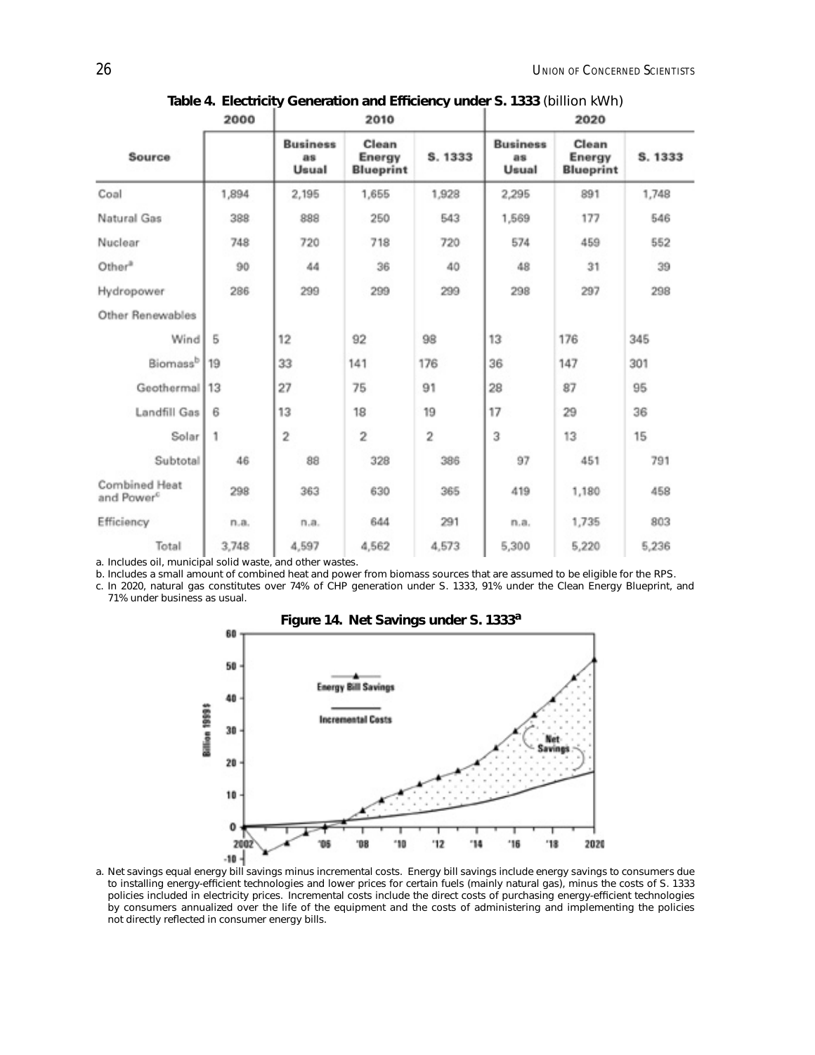**Table 4. Electricity Generation and Efficiency under S. 1333** (billion kWh)

| Source | 2000 | 2010 | | | 2020 | | |
|---|---|---|---|---|---|---|---|
| | | Business as Usual | Clean Energy Blueprint | S. 1333 | Business as Usual | Clean Energy Blueprint | S. 1333 |
| Coal | 1,894 | 2,195 | 1,655 | 1,928 | 2,295 | 891 | 1,748 |
| Natural Gas | 388 | 888 | 250 | 543 | 1,569 | 177 | 546 |
| Nuclear | 748 | 720 | 718 | 720 | 574 | 459 | 552 |
| Other[a] | 90 | 44 | 36 | 40 | 48 | 31 | 39 |
| Hydropower | 286 | 299 | 299 | 299 | 298 | 297 | 298 |
| Other Renewables | | | | | | | |
| Wind | 5 | 12 | 92 | 98 | 13 | 176 | 345 |
| Biomass[b] | 19 | 33 | 141 | 176 | 36 | 147 | 301 |
| Geothermal | 13 | 27 | 75 | 91 | 28 | 87 | 95 |
| Landfill Gas | 6 | 13 | 18 | 19 | 17 | 29 | 36 |
| Solar | 1 | 2 | 2 | 2 | 3 | 13 | 15 |
| Subtotal | 46 | 88 | 328 | 386 | 97 | 451 | 791 |
| Combined Heat and Power[c] | 298 | 363 | 630 | 365 | 419 | 1,180 | 458 |
| Efficiency | n.a. | n.a. | 644 | 291 | n.a. | 1,735 | 803 |
| Total | 3,748 | 4,597 | 4,562 | 4,573 | 5,300 | 5,220 | 5,236 |

a. Includes oil, municipal solid waste, and other wastes.

b. Includes a small amount of combined heat and power from biomass sources that are assumed to be eligible for the RPS.

c. In 2020, natural gas constitutes over 74% of CHP generation under S. 1333, 91% under the Clean Energy Blueprint, and 71% under business as usual.

**Figure 14. Net Savings under S. 1333[a]**

a. Net savings equal energy bill savings minus incremental costs. Energy bill savings include energy savings to consumers due to installing energy-efficient technologies and lower prices for certain fuels (mainly natural gas), minus the costs of S. 1333 policies included in electricity prices. Incremental costs include the direct costs of purchasing energy-efficient technologies by consumers annualized over the life of the equipment and the costs of administering and implementing the policies not directly reflected in consumer energy bills.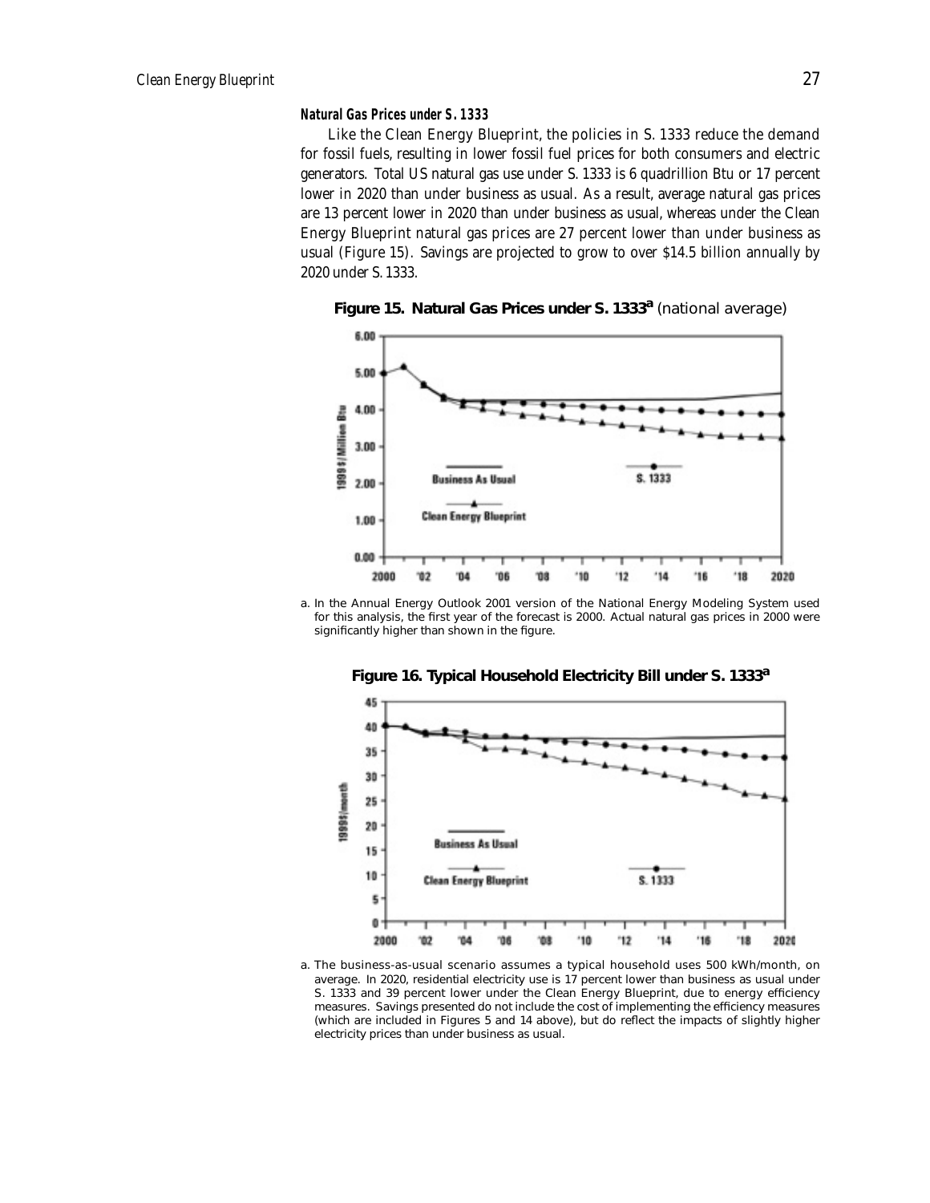### Natural Gas Prices under S. 1333

Like the Clean Energy Blueprint, the policies in S. 1333 reduce the demand for fossil fuels, resulting in lower fossil fuel prices for both consumers and electric generators. Total US natural gas use under S. 1333 is 6 quadrillion Btu or 17 percent lower in 2020 than under business as usual. As a result, average natural gas prices are 13 percent lower in 2020 than under business as usual, whereas under the Clean Energy Blueprint natural gas prices are 27 percent lower than under business as usual (Figure 15). Savings are projected to grow to over $14.5 billion annually by 2020 under S. 1333.

**Figure 15. Natural Gas Prices under S. 1333[a]** (national average)

a. In the Annual Energy Outlook 2001 version of the National Energy Modeling System used for this analysis, the first year of the forecast is 2000. Actual natural gas prices in 2000 were significantly higher than shown in the figure.

**Figure 16. Typical Household Electricity Bill under S. 1333[a]**

a. The business-as-usual scenario assumes a typical household uses 500 kWh/month, on average. In 2020, residential electricity use is 17 percent lower than business as usual under S. 1333 and 39 percent lower under the Clean Energy Blueprint, due to energy efficiency measures. Savings presented do not include the cost of implementing the efficiency measures (which are included in Figures 5 and 14 above), but do reflect the impacts of slightly higher electricity prices than under business as usual.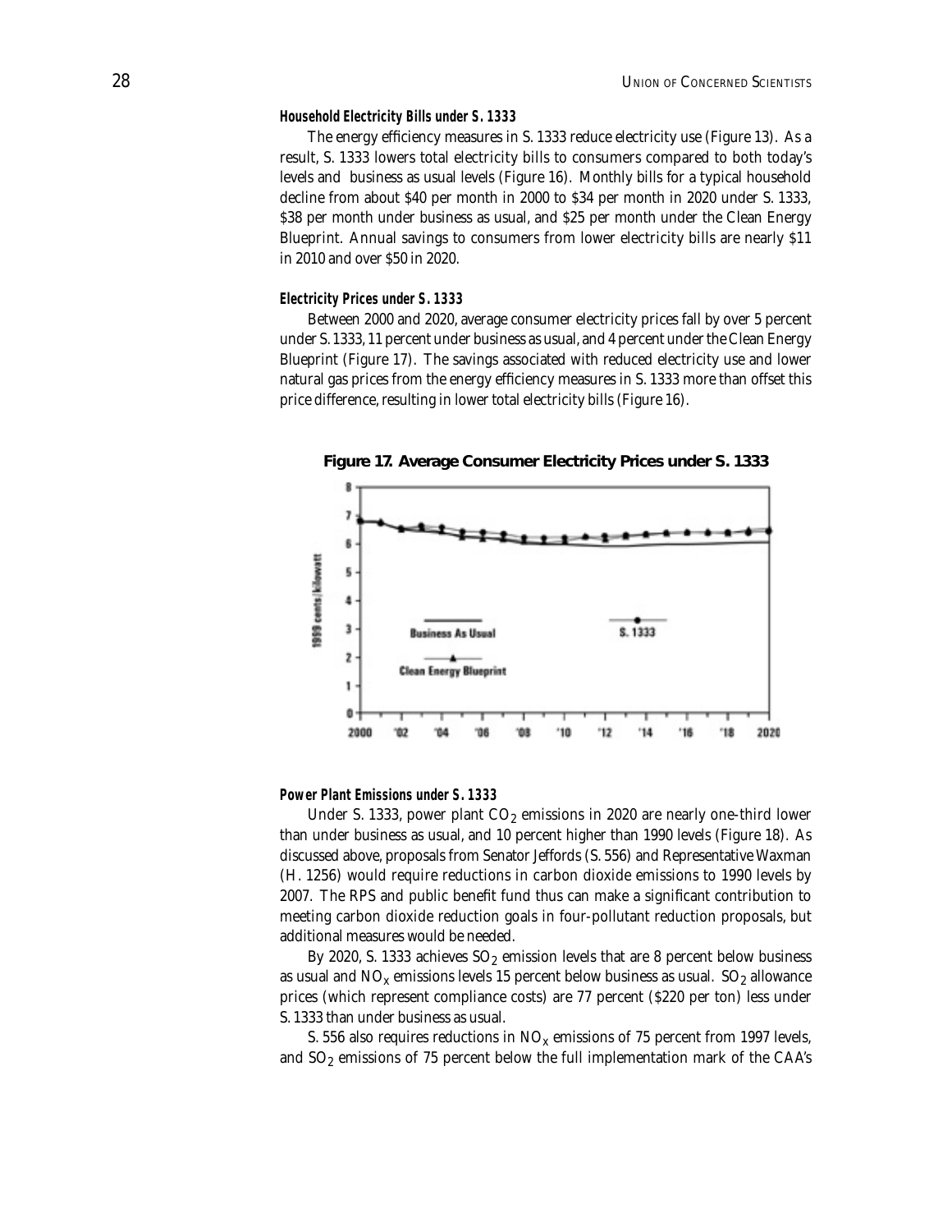#### Household Electricity Bills under S. 1333

The energy efficiency measures in S. 1333 reduce electricity use (Figure 13). As a result, S. 1333 lowers total electricity bills to consumers compared to both today's levels and business as usual levels (Figure 16). Monthly bills for a typical household decline from about \$40 per month in 2000 to \$34 per month in 2020 under S. 1333, \$38 per month under business as usual, and \$25 per month under the Clean Energy Blueprint. Annual savings to consumers from lower electricity bills are nearly \$11 in 2010 and over \$50 in 2020.

#### Electricity Prices under S. 1333

Between 2000 and 2020, average consumer electricity prices fall by over 5 percent under S. 1333, 11 percent under business as usual, and 4 percent under the Clean Energy Blueprint (Figure 17). The savings associated with reduced electricity use and lower natural gas prices from the energy efficiency measures in S. 1333 more than offset this price difference, resulting in lower total electricity bills (Figure 16).

**Figure 17. Average Consumer Electricity Prices under S. 1333**

#### Power Plant Emissions under S. 1333

Under S. 1333, power plant $CO_2$ emissions in 2020 are nearly one-third lower than under business as usual, and 10 percent higher than 1990 levels (Figure 18). As discussed above, proposals from Senator Jeffords (S. 556) and Representative Waxman (H. 1256) would require reductions in carbon dioxide emissions to 1990 levels by 2007. The RPS and public benefit fund thus can make a significant contribution to meeting carbon dioxide reduction goals in four-pollutant reduction proposals, but additional measures would be needed.

By 2020, S. 1333 achieves $SO_2$ emission levels that are 8 percent below business as usual and $NO_x$ emissions levels 15 percent below business as usual. $SO_2$ allowance prices (which represent compliance costs) are 77 percent (\$220 per ton) less under S. 1333 than under business as usual.

S. 556 also requires reductions in $NO_x$ emissions of 75 percent from 1997 levels, and $SO_2$ emissions of 75 percent below the full implementation mark of the CAA's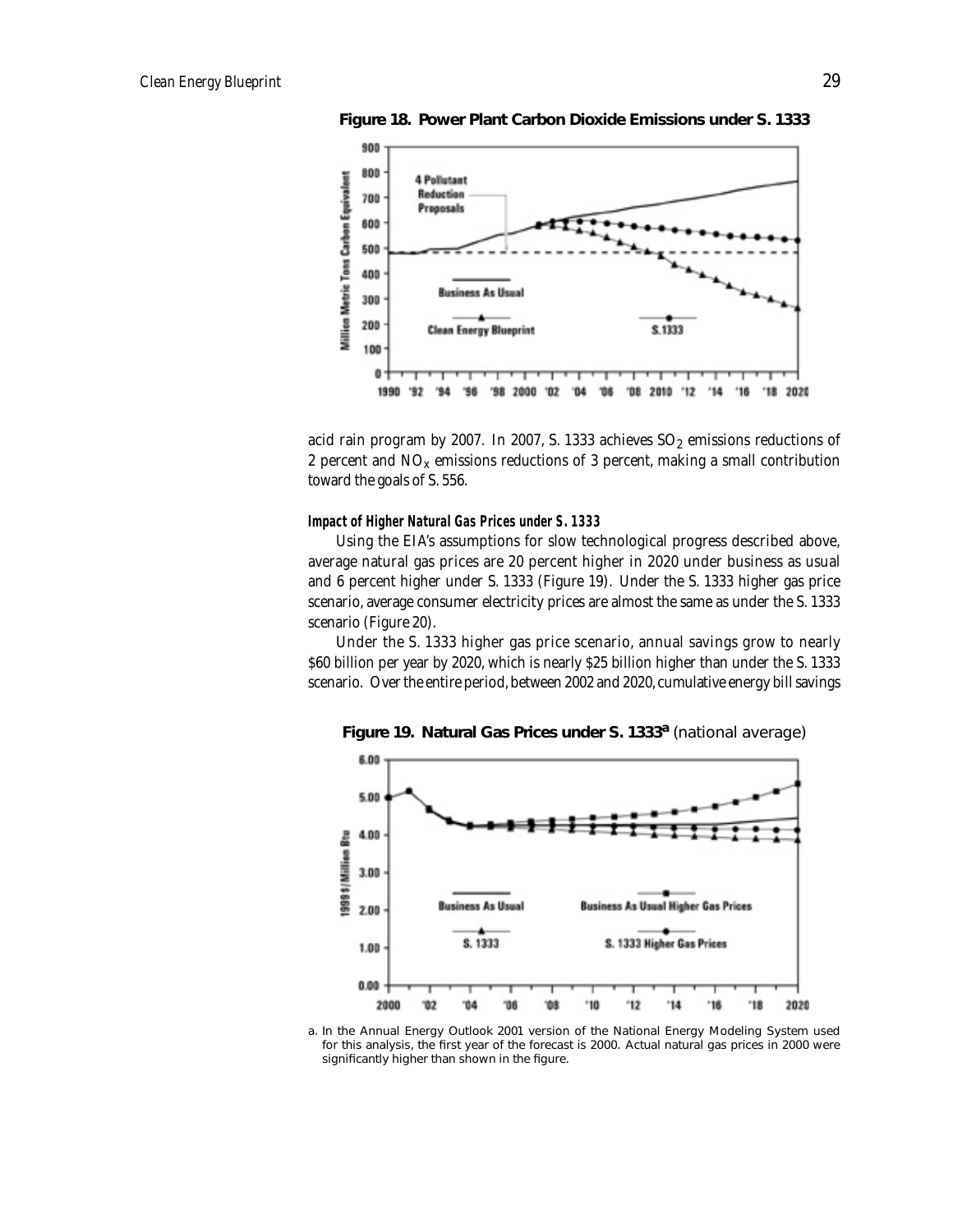**Figure 18. Power Plant Carbon Dioxide Emissions under S. 1333**

acid rain program by 2007. In 2007, S. 1333 achieves $SO_2$ emissions reductions of 2 percent and $NO_x$ emissions reductions of 3 percent, making a small contribution toward the goals of S. 556.

#### *Impact of Higher Natural Gas Prices under S. 1333*

Using the EIA's assumptions for slow technological progress described above, average natural gas prices are 20 percent higher in 2020 under business as usual and 6 percent higher under S. 1333 (Figure 19). Under the S. 1333 higher gas price scenario, average consumer electricity prices are almost the same as under the S. 1333 scenario (Figure 20).

Under the S. 1333 higher gas price scenario, annual savings grow to nearly \$60 billion per year by 2020, which is nearly \$25 billion higher than under the S. 1333 scenario. Over the entire period, between 2002 and 2020, cumulative energy bill savings

**Figure 19. Natural Gas Prices under S. 1333[a]** (national average)

a. In the Annual Energy Outlook 2001 version of the National Energy Modeling System used for this analysis, the first year of the forecast is 2000. Actual natural gas prices in 2000 were significantly higher than shown in the figure.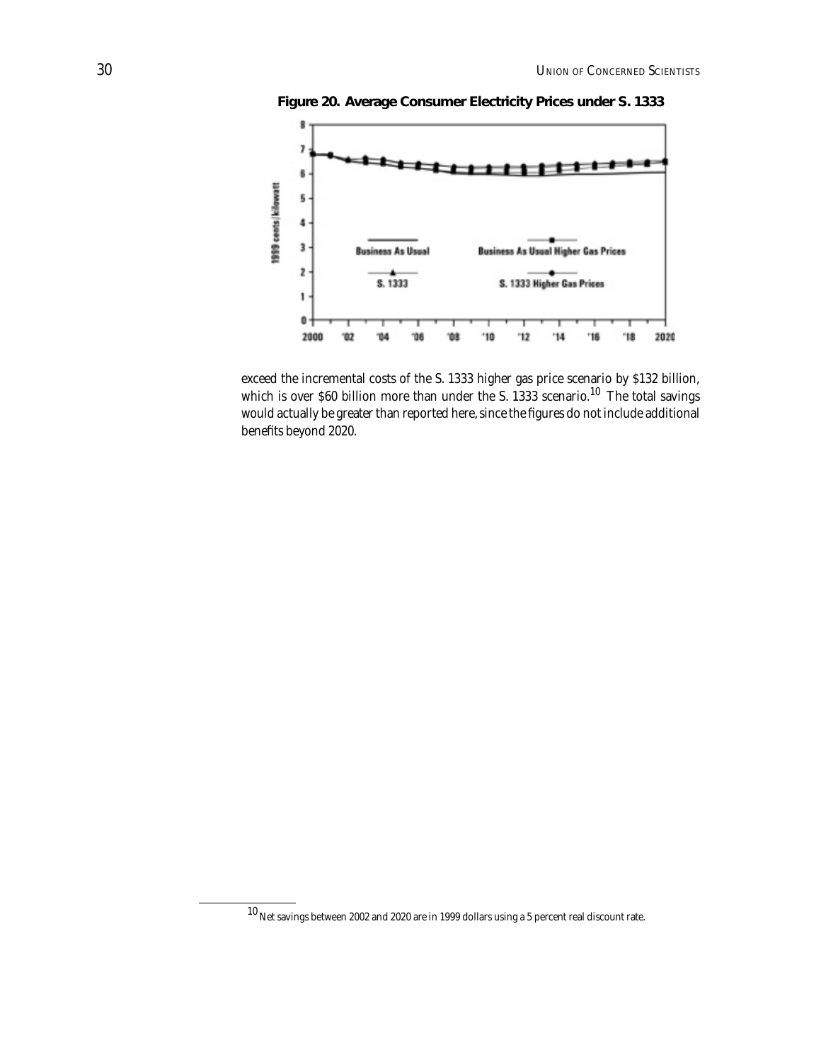**Figure 20. Average Consumer Electricity Prices under S. 1333**

exceed the incremental costs of the S. 1333 higher gas price scenario by $132 billion, which is over $60 billion more than under the S. 1333 scenario.[10] The total savings would actually be greater than reported here, since the figures do not include additional benefits beyond 2020.

[10] Net savings between 2002 and 2020 are in 1999 dollars using a 5 percent real discount rate.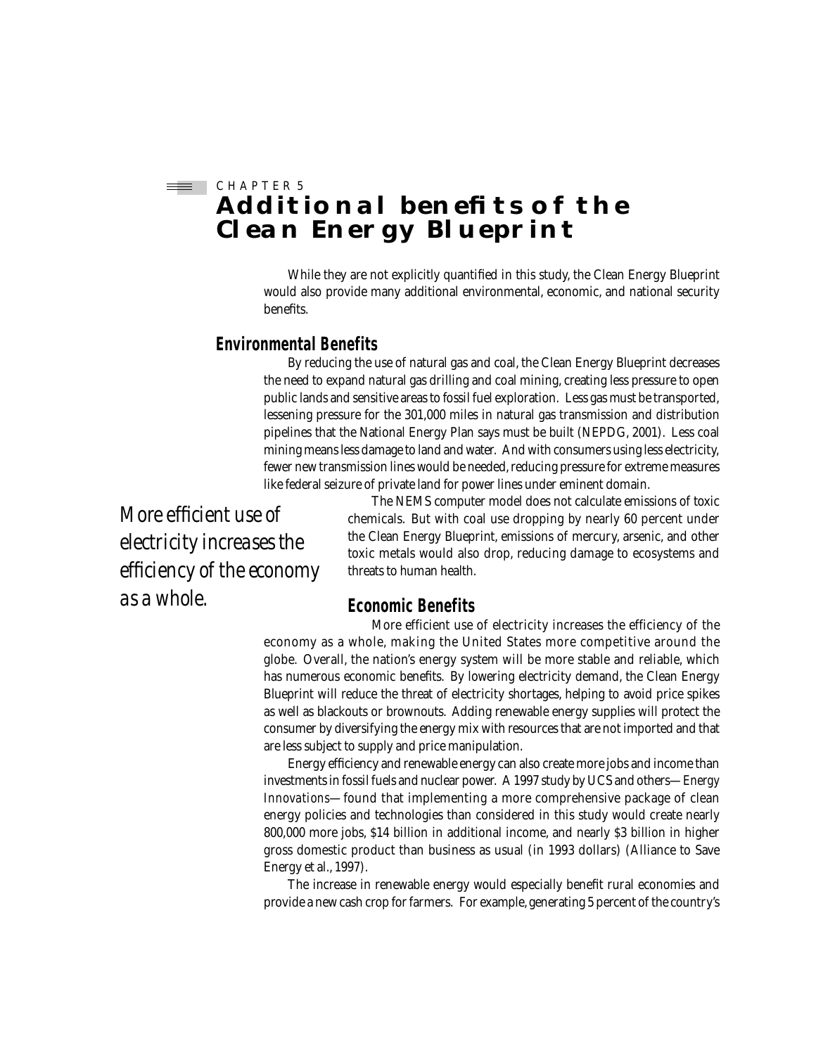CHAPTER 5

# Additional benefits of the Clean Energy Blueprint

While they are not explicitly quantified in this study, the Clean Energy Blueprint would also provide many additional environmental, economic, and national security benefits.

## Environmental Benefits

By reducing the use of natural gas and coal, the Clean Energy Blueprint decreases the need to expand natural gas drilling and coal mining, creating less pressure to open public lands and sensitive areas to fossil fuel exploration. Less gas must be transported, lessening pressure for the 301,000 miles in natural gas transmission and distribution pipelines that the National Energy Plan says must be built (NEPDG, 2001). Less coal mining means less damage to land and water. And with consumers using less electricity, fewer new transmission lines would be needed, reducing pressure for extreme measures like federal seizure of private land for power lines under eminent domain.

The NEMS computer model does not calculate emissions of toxic chemicals. But with coal use dropping by nearly 60 percent under the Clean Energy Blueprint, emissions of mercury, arsenic, and other toxic metals would also drop, reducing damage to ecosystems and threats to human health.

*More efficient use of electricity increases the efficiency of the economy as a whole.*

## Economic Benefits

More efficient use of electricity increases the efficiency of the economy as a whole, making the United States more competitive around the globe. Overall, the nation's energy system will be more stable and reliable, which has numerous economic benefits. By lowering electricity demand, the Clean Energy Blueprint will reduce the threat of electricity shortages, helping to avoid price spikes as well as blackouts or brownouts. Adding renewable energy supplies will protect the consumer by diversifying the energy mix with resources that are not imported and that are less subject to supply and price manipulation.

Energy efficiency and renewable energy can also create more jobs and income than investments in fossil fuels and nuclear power. A 1997 study by UCS and others—*Energy Innovations*—found that implementing a more comprehensive package of clean energy policies and technologies than considered in this study would create nearly 800,000 more jobs, $14 billion in additional income, and nearly $3 billion in higher gross domestic product than business as usual (in 1993 dollars) (Alliance to Save Energy et al., 1997).

The increase in renewable energy would especially benefit rural economies and provide a new cash crop for farmers. For example, generating 5 percent of the country's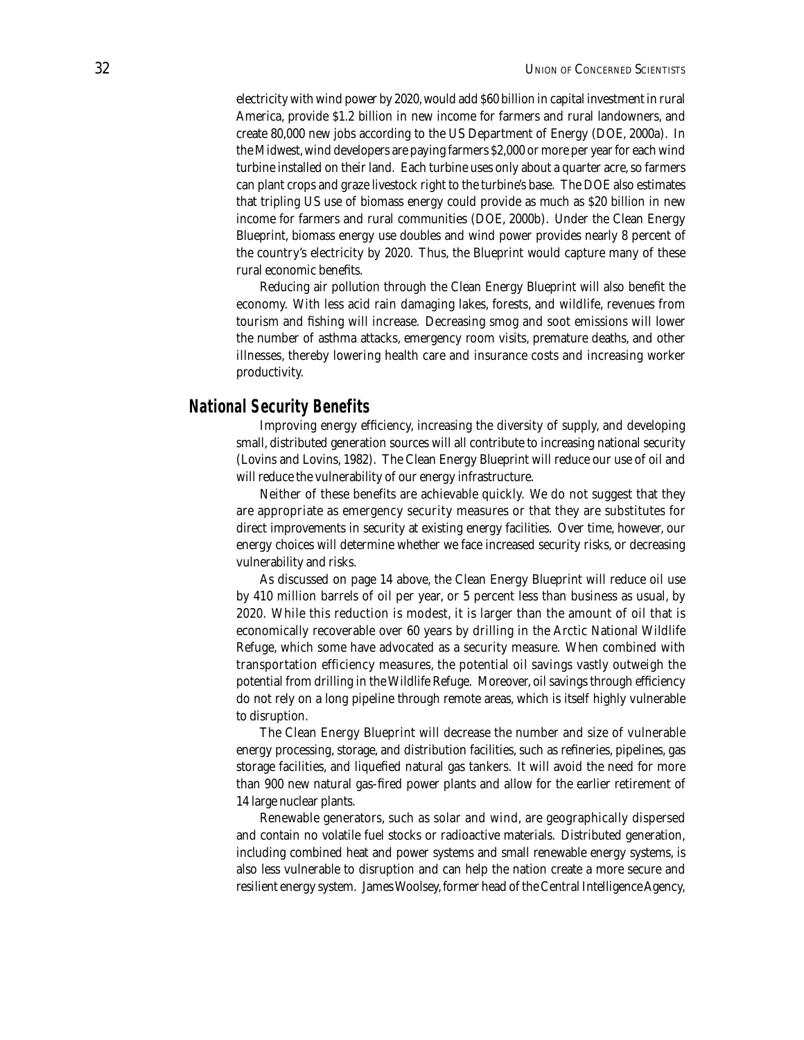electricity with wind power by 2020, would add $60 billion in capital investment in rural America, provide $1.2 billion in new income for farmers and rural landowners, and create 80,000 new jobs according to the US Department of Energy (DOE, 2000a). In the Midwest, wind developers are paying farmers $2,000 or more per year for each wind turbine installed on their land. Each turbine uses only about a quarter acre, so farmers can plant crops and graze livestock right to the turbine's base. The DOE also estimates that tripling US use of biomass energy could provide as much as $20 billion in new income for farmers and rural communities (DOE, 2000b). Under the Clean Energy Blueprint, biomass energy use doubles and wind power provides nearly 8 percent of the country's electricity by 2020. Thus, the Blueprint would capture many of these rural economic benefits.

Reducing air pollution through the Clean Energy Blueprint will also benefit the economy. With less acid rain damaging lakes, forests, and wildlife, revenues from tourism and fishing will increase. Decreasing smog and soot emissions will lower the number of asthma attacks, emergency room visits, premature deaths, and other illnesses, thereby lowering health care and insurance costs and increasing worker productivity.

## National Security Benefits

Improving energy efficiency, increasing the diversity of supply, and developing small, distributed generation sources will all contribute to increasing national security (Lovins and Lovins, 1982). The Clean Energy Blueprint will reduce our use of oil and will reduce the vulnerability of our energy infrastructure.

Neither of these benefits are achievable quickly. We do not suggest that they are appropriate as emergency security measures or that they are substitutes for direct improvements in security at existing energy facilities. Over time, however, our energy choices will determine whether we face increased security risks, or decreasing vulnerability and risks.

As discussed on page 14 above, the Clean Energy Blueprint will reduce oil use by 410 million barrels of oil per year, or 5 percent less than business as usual, by 2020. While this reduction is modest, it is larger than the amount of oil that is economically recoverable over 60 years by drilling in the Arctic National Wildlife Refuge, which some have advocated as a security measure. When combined with transportation efficiency measures, the potential oil savings vastly outweigh the potential from drilling in the Wildlife Refuge. Moreover, oil savings through efficiency do not rely on a long pipeline through remote areas, which is itself highly vulnerable to disruption.

The Clean Energy Blueprint will decrease the number and size of vulnerable energy processing, storage, and distribution facilities, such as refineries, pipelines, gas storage facilities, and liquefied natural gas tankers. It will avoid the need for more than 900 new natural gas-fired power plants and allow for the earlier retirement of 14 large nuclear plants.

Renewable generators, such as solar and wind, are geographically dispersed and contain no volatile fuel stocks or radioactive materials. Distributed generation, including combined heat and power systems and small renewable energy systems, is also less vulnerable to disruption and can help the nation create a more secure and resilient energy system. James Woolsey, former head of the Central Intelligence Agency,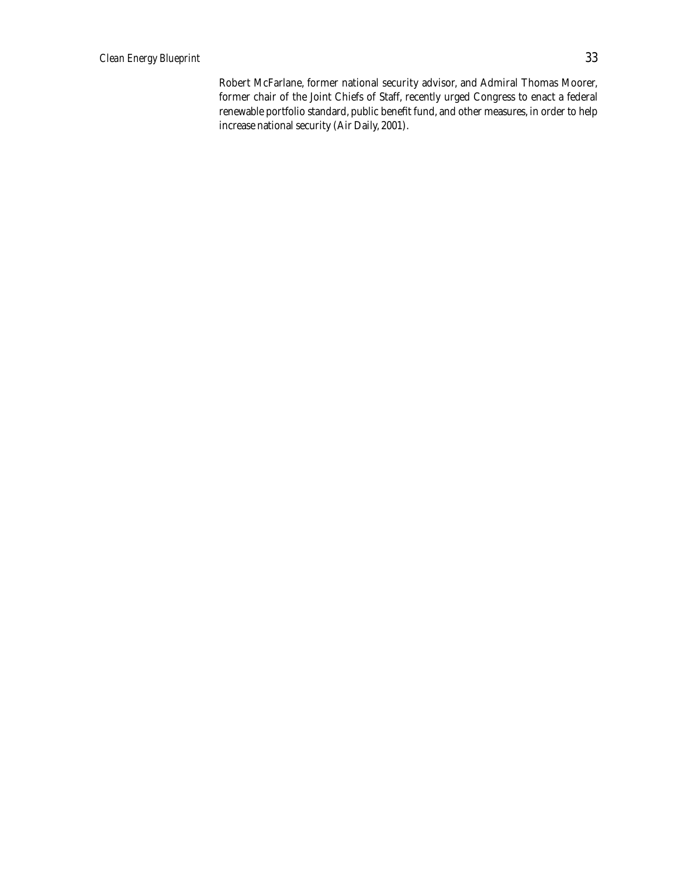Robert McFarlane, former national security advisor, and Admiral Thomas Moorer, former chair of the Joint Chiefs of Staff, recently urged Congress to enact a federal renewable portfolio standard, public benefit fund, and other measures, in order to help increase national security (Air Daily, 2001).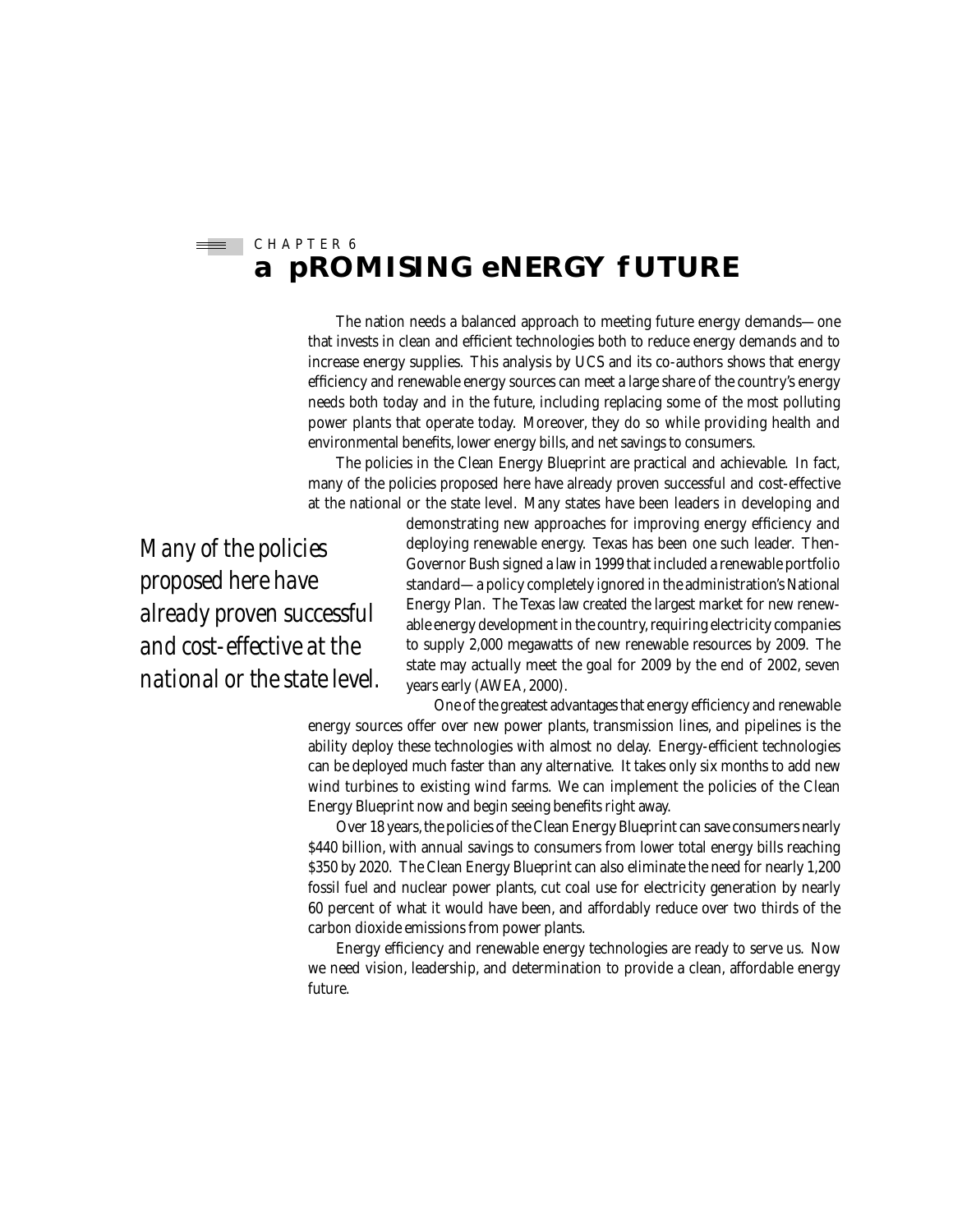CHAPTER 6

# a pROMISING eNERGY fUTURE

The nation needs a balanced approach to meeting future energy demands—one that invests in clean and efficient technologies both to reduce energy demands and to increase energy supplies. This analysis by UCS and its co-authors shows that energy efficiency and renewable energy sources can meet a large share of the country's energy needs both today and in the future, including replacing some of the most polluting power plants that operate today. Moreover, they do so while providing health and environmental benefits, lower energy bills, and net savings to consumers.

The policies in the Clean Energy Blueprint are practical and achievable. In fact, many of the policies proposed here have already proven successful and cost-effective at the national or the state level. Many states have been leaders in developing and demonstrating new approaches for improving energy efficiency and deploying renewable energy. Texas has been one such leader. Then-Governor Bush signed a law in 1999 that included a renewable portfolio standard—a policy completely ignored in the administration's National Energy Plan. The Texas law created the largest market for new renewable energy development in the country, requiring electricity companies to supply 2,000 megawatts of new renewable resources by 2009. The state may actually meet the goal for 2009 by the end of 2002, seven years early (AWEA, 2000).

*Many of the policies proposed here have already proven successful and cost-effective at the national or the state level.*

One of the greatest advantages that energy efficiency and renewable energy sources offer over new power plants, transmission lines, and pipelines is the ability deploy these technologies with almost no delay. Energy-efficient technologies can be deployed much faster than any alternative. It takes only six months to add new wind turbines to existing wind farms. We can implement the policies of the Clean Energy Blueprint now and begin seeing benefits right away.

Over 18 years, the policies of the Clean Energy Blueprint can save consumers nearly $440 billion, with annual savings to consumers from lower total energy bills reaching $350 by 2020. The Clean Energy Blueprint can also eliminate the need for nearly 1,200 fossil fuel and nuclear power plants, cut coal use for electricity generation by nearly 60 percent of what it would have been, and affordably reduce over two thirds of the carbon dioxide emissions from power plants.

Energy efficiency and renewable energy technologies are ready to serve us. Now we need vision, leadership, and determination to provide a clean, affordable energy future.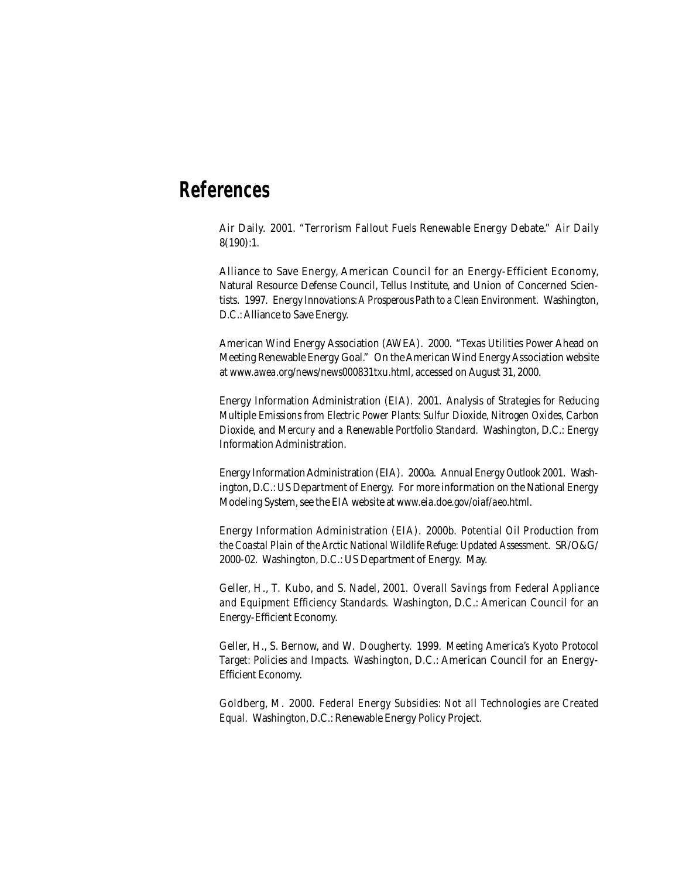# References

Air Daily. 2001. "Terrorism Fallout Fuels Renewable Energy Debate." *Air Daily* 8(190):1.

Alliance to Save Energy, American Council for an Energy-Efficient Economy, Natural Resource Defense Council, Tellus Institute, and Union of Concerned Scientists. 1997. *Energy Innovations: A Prosperous Path to a Clean Environment.* Washington, D.C.: Alliance to Save Energy.

American Wind Energy Association (AWEA). 2000. "Texas Utilities Power Ahead on Meeting Renewable Energy Goal." On the American Wind Energy Association website at *www.awea.org/news/news000831txu.html*, accessed on August 31, 2000.

Energy Information Administration (EIA). 2001. *Analysis of Strategies for Reducing Multiple Emissions from Electric Power Plants: Sulfur Dioxide, Nitrogen Oxides, Carbon Dioxide, and Mercury and a Renewable Portfolio Standard.* Washington, D.C.: Energy Information Administration.

Energy Information Administration (EIA). 2000a. *Annual Energy Outlook 2001.* Washington, D.C.: US Department of Energy. For more information on the National Energy Modeling System, see the EIA website at *www.eia.doe.gov/oiaf/aeo.html.*

Energy Information Administration (EIA). 2000b. *Potential Oil Production from the Coastal Plain of the Arctic National Wildlife Refuge: Updated Assessment.* SR/O&G/2000-02. Washington, D.C.: US Department of Energy. May.

Geller, H., T. Kubo, and S. Nadel, 2001. *Overall Savings from Federal Appliance and Equipment Efficiency Standards.* Washington, D.C.: American Council for an Energy-Efficient Economy.

Geller, H., S. Bernow, and W. Dougherty. 1999. *Meeting America's Kyoto Protocol Target: Policies and Impacts.* Washington, D.C.: American Council for an Energy-Efficient Economy.

Goldberg, M. 2000. *Federal Energy Subsidies: Not all Technologies are Created Equal.* Washington, D.C.: Renewable Energy Policy Project.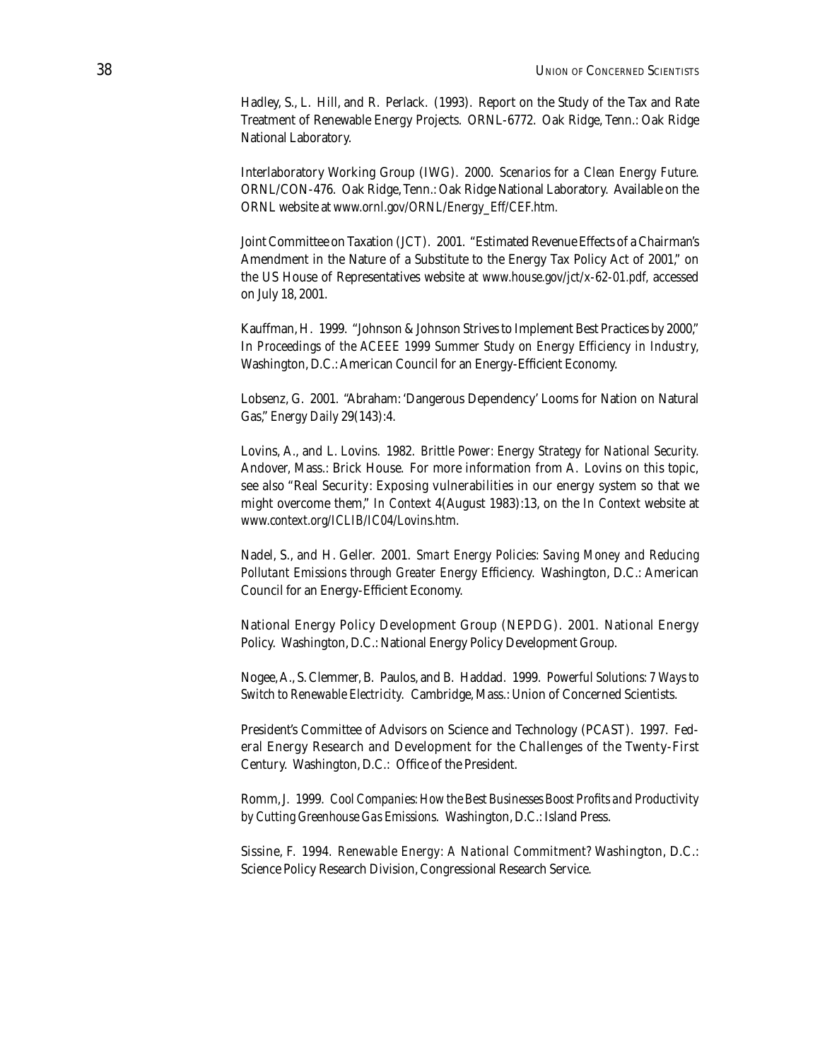Hadley, S., L. Hill, and R. Perlack. (1993). Report on the Study of the Tax and Rate Treatment of Renewable Energy Projects. ORNL-6772. Oak Ridge, Tenn.: Oak Ridge National Laboratory.

Interlaboratory Working Group (IWG). 2000. *Scenarios for a Clean Energy Future.* ORNL/CON-476. Oak Ridge, Tenn.: Oak Ridge National Laboratory. Available on the ORNL website at *www.ornl.gov/ORNL/Energy_Eff/CEF.htm.*

Joint Committee on Taxation (JCT). 2001. "Estimated Revenue Effects of a Chairman's Amendment in the Nature of a Substitute to the Energy Tax Policy Act of 2001," on the US House of Representatives website at *www.house.gov/jct/x-62-01.pdf,* accessed on July 18, 2001.

Kauffman, H. 1999. "Johnson & Johnson Strives to Implement Best Practices by 2000," In *Proceedings of the ACEEE 1999 Summer Study on Energy Efficiency in Industry,* Washington, D.C.: American Council for an Energy-Efficient Economy.

Lobsenz, G. 2001. "Abraham: 'Dangerous Dependency' Looms for Nation on Natural Gas," *Energy Daily* 29(143):4.

Lovins, A., and L. Lovins. 1982. *Brittle Power: Energy Strategy for National Security.* Andover, Mass.: Brick House. For more information from A. Lovins on this topic, see also "Real Security: Exposing vulnerabilities in our energy system so that we might overcome them," *In Context* 4(August 1983):13, on the *In Context* website at *www.context.org/ICLIB/IC04/Lovins.htm.*

Nadel, S., and H. Geller. 2001. *Smart Energy Policies: Saving Money and Reducing Pollutant Emissions through Greater Energy Efficiency.* Washington, D.C.: American Council for an Energy-Efficient Economy.

National Energy Policy Development Group (NEPDG). 2001. National Energy Policy. Washington, D.C.: National Energy Policy Development Group.

Nogee, A., S. Clemmer, B. Paulos, and B. Haddad. 1999. *Powerful Solutions: 7 Ways to Switch to Renewable Electricity.* Cambridge, Mass.: Union of Concerned Scientists.

President's Committee of Advisors on Science and Technology (PCAST). 1997. Federal Energy Research and Development for the Challenges of the Twenty-First Century. Washington, D.C.: Office of the President.

Romm, J. 1999. *Cool Companies: How the Best Businesses Boost Profits and Productivity by Cutting Greenhouse Gas Emissions.* Washington, D.C.: Island Press.

Sissine, F. 1994. *Renewable Energy: A National Commitment?* Washington, D.C.: Science Policy Research Division, Congressional Research Service.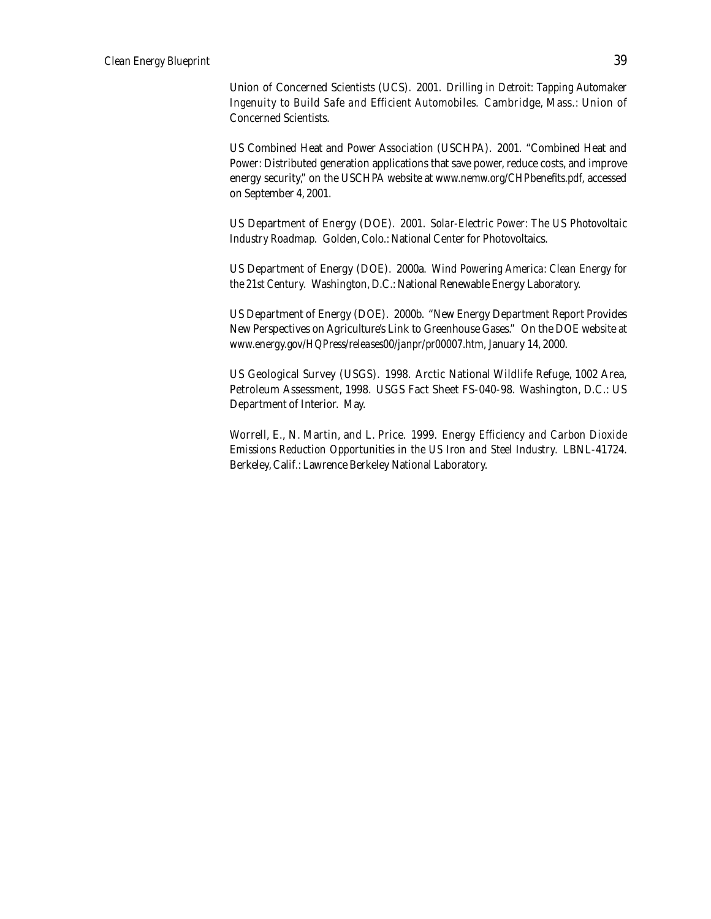Union of Concerned Scientists (UCS). 2001. *Drilling in Detroit: Tapping Automaker Ingenuity to Build Safe and Efficient Automobiles.* Cambridge, Mass.: Union of Concerned Scientists.

US Combined Heat and Power Association (USCHPA). 2001. "Combined Heat and Power: Distributed generation applications that save power, reduce costs, and improve energy security," on the USCHPA website at *www.nemw.org/CHPbenefits.pdf*, accessed on September 4, 2001.

US Department of Energy (DOE). 2001. *Solar-Electric Power: The US Photovoltaic Industry Roadmap.* Golden, Colo.: National Center for Photovoltaics.

US Department of Energy (DOE). 2000a. *Wind Powering America: Clean Energy for the 21st Century.* Washington, D.C.: National Renewable Energy Laboratory.

US Department of Energy (DOE). 2000b. "New Energy Department Report Provides New Perspectives on Agriculture's Link to Greenhouse Gases." On the DOE website at *www.energy.gov/HQPress/releases00/janpr/pr00007.htm*, January 14, 2000.

US Geological Survey (USGS). 1998. Arctic National Wildlife Refuge, 1002 Area, Petroleum Assessment, 1998. USGS Fact Sheet FS-040-98. Washington, D.C.: US Department of Interior. May.

Worrell, E., N. Martin, and L. Price. 1999. *Energy Efficiency and Carbon Dioxide Emissions Reduction Opportunities in the US Iron and Steel Industry.* LBNL-41724. Berkeley, Calif.: Lawrence Berkeley National Laboratory.